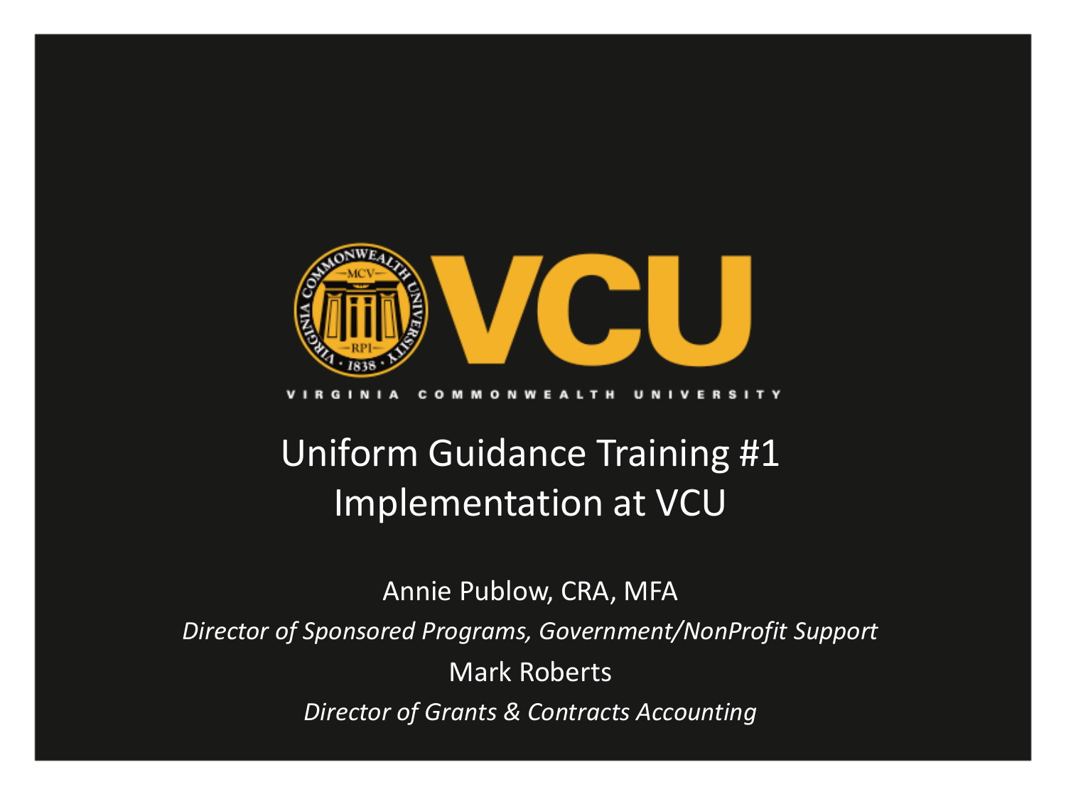VIRGINIA COMMONWEALTH UNIVERSITY

# Uniform Guidance Training #1
# Implementation at VCU

Annie Publow, CRA, MFA

*Director of Sponsored Programs, Government/NonProfit Support*

Mark Roberts

*Director of Grants & Contracts Accounting*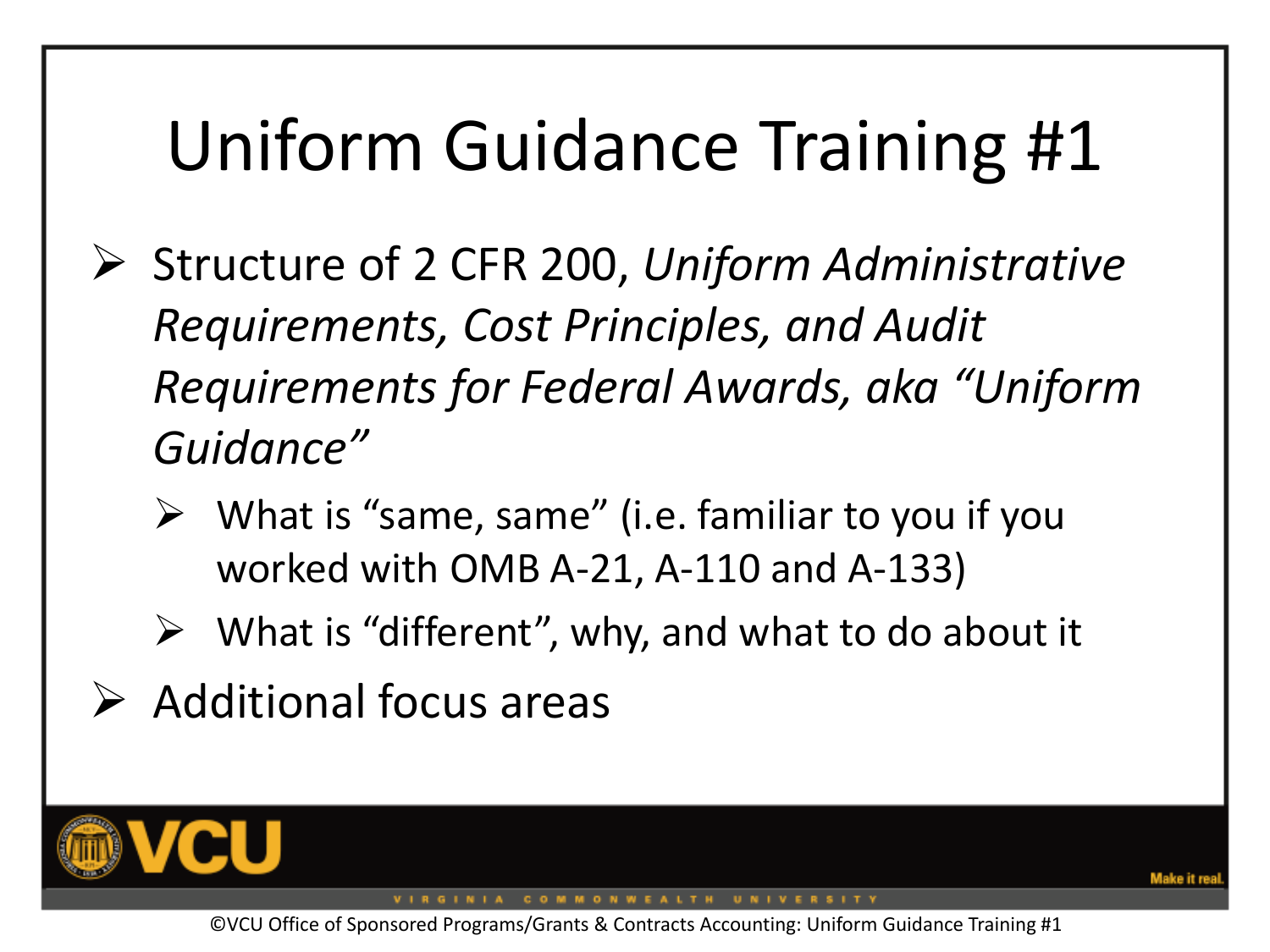# Uniform Guidance Training #1

- Structure of 2 CFR 200, *Uniform Administrative Requirements, Cost Principles, and Audit Requirements for Federal Awards, aka "Uniform Guidance"*
  - What is "same, same" (i.e. familiar to you if you worked with OMB A-21, A-110 and A-133)
  - What is "different", why, and what to do about it
- Additional focus areas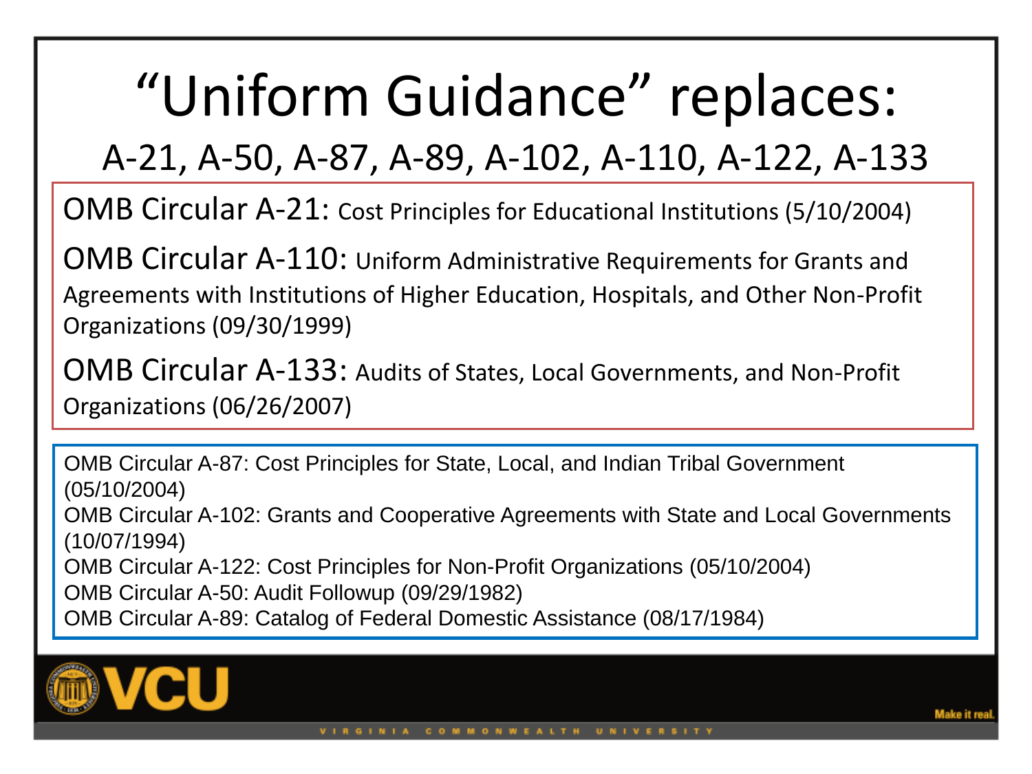# "Uniform Guidance" replaces:

## A-21, A-50, A-87, A-89, A-102, A-110, A-122, A-133

OMB Circular A-21: Cost Principles for Educational Institutions (5/10/2004)

OMB Circular A-110: Uniform Administrative Requirements for Grants and Agreements with Institutions of Higher Education, Hospitals, and Other Non-Profit Organizations (09/30/1999)

OMB Circular A-133: Audits of States, Local Governments, and Non-Profit Organizations (06/26/2007)

OMB Circular A-87: Cost Principles for State, Local, and Indian Tribal Government (05/10/2004)
OMB Circular A-102: Grants and Cooperative Agreements with State and Local Governments (10/07/1994)
OMB Circular A-122: Cost Principles for Non-Profit Organizations (05/10/2004)
OMB Circular A-50: Audit Followup (09/29/1982)
OMB Circular A-89: Catalog of Federal Domestic Assistance (08/17/1984)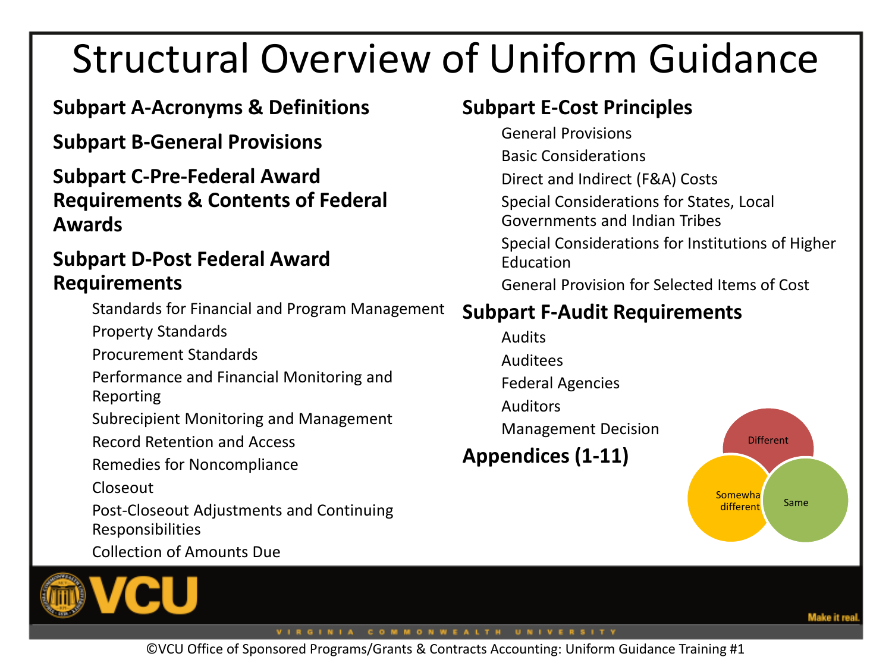# Structural Overview of Uniform Guidance

**Subpart A-Acronyms & Definitions**

**Subpart B-General Provisions**

**Subpart C-Pre-Federal Award Requirements & Contents of Federal Awards**

**Subpart D-Post Federal Award Requirements**

- Standards for Financial and Program Management
- Property Standards
- Procurement Standards
- Performance and Financial Monitoring and Reporting
- Subrecipient Monitoring and Management
- Record Retention and Access
- Remedies for Noncompliance
- Closeout
- Post-Closeout Adjustments and Continuing Responsibilities
- Collection of Amounts Due

**Subpart E-Cost Principles**

- General Provisions
- Basic Considerations
- Direct and Indirect (F&A) Costs
- Special Considerations for States, Local Governments and Indian Tribes
- Special Considerations for Institutions of Higher Education
- General Provision for Selected Items of Cost

**Subpart F-Audit Requirements**

- Audits
- Auditees
- Federal Agencies
- Auditors
- Management Decision

**Appendices (1-11)**

Different

Somewha different

Same

©VCU Office of Sponsored Programs/Grants & Contracts Accounting: Uniform Guidance Training #1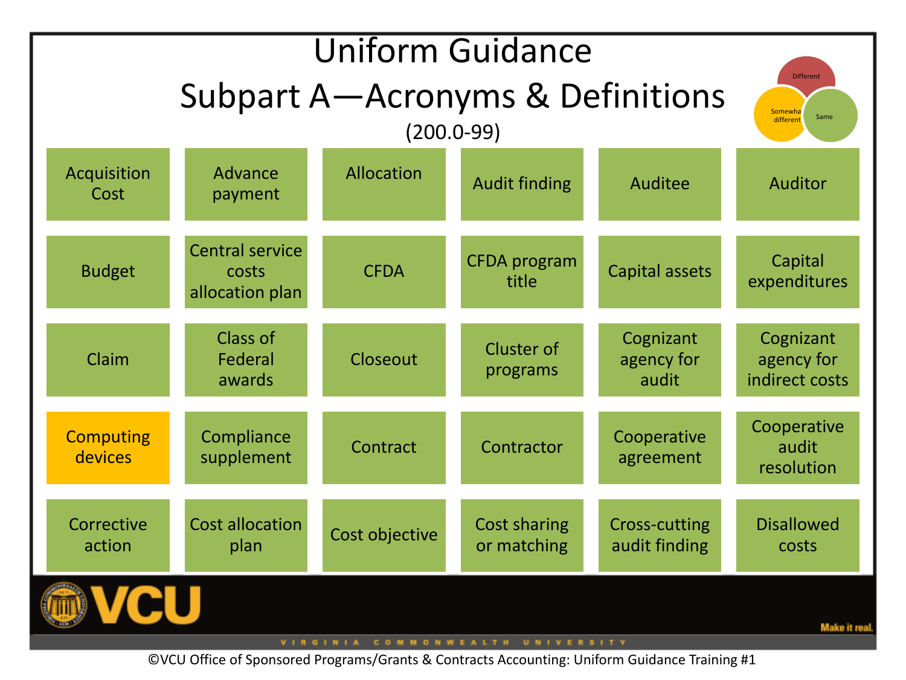# Uniform Guidance

## Subpart A—Acronyms & Definitions

(200.0-99)

Different | Somewhat different | Same

| | | | | | |
|---|---|---|---|---|---|
| Acquisition Cost | Advance payment | Allocation | Audit finding | Auditee | Auditor |
| Budget | Central service costs allocation plan | CFDA | CFDA program title | Capital assets | Capital expenditures |
| Claim | Class of Federal awards | Closeout | Cluster of programs | Cognizant agency for audit | Cognizant agency for indirect costs |
| Computing devices | Compliance supplement | Contract | Contractor | Cooperative agreement | Cooperative audit resolution |
| Corrective action | Cost allocation plan | Cost objective | Cost sharing or matching | Cross-cutting audit finding | Disallowed costs |

©VCU Office of Sponsored Programs/Grants & Contracts Accounting: Uniform Guidance Training #1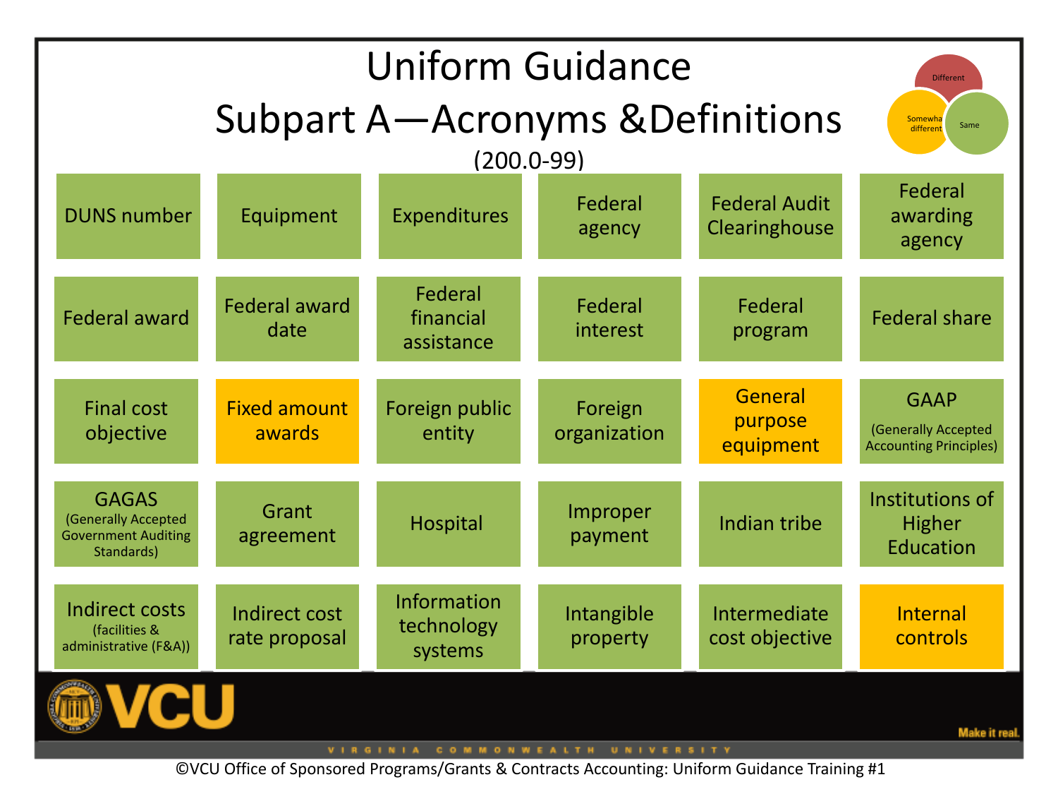# Uniform Guidance Subpart A—Acronyms &Definitions

(200.0-99)

Different | Somewhat different | Same

| | | | | | |
|---|---|---|---|---|---|
| DUNS number | Equipment | Expenditures | Federal agency | Federal Audit Clearinghouse | Federal awarding agency |
| Federal award | Federal award date | Federal financial assistance | Federal interest | Federal program | Federal share |
| Final cost objective | Fixed amount awards | Foreign public entity | Foreign organization | General purpose equipment | GAAP (Generally Accepted Accounting Principles) |
| GAGAS (Generally Accepted Government Auditing Standards) | Grant agreement | Hospital | Improper payment | Indian tribe | Institutions of Higher Education |
| Indirect costs (facilities & administrative (F&A)) | Indirect cost rate proposal | Information technology systems | Intangible property | Intermediate cost objective | Internal controls |

©VCU Office of Sponsored Programs/Grants & Contracts Accounting: Uniform Guidance Training #1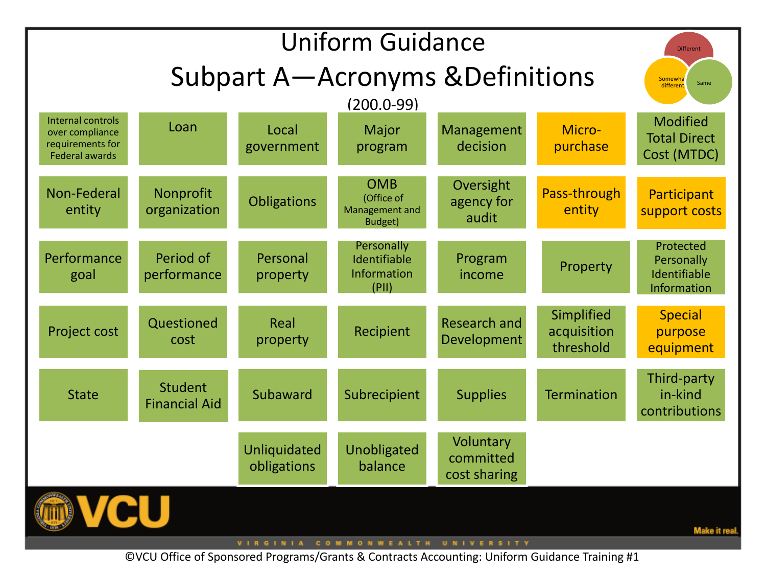# Uniform Guidance

## Subpart A—Acronyms &Definitions

(200.0-99)

Different | Somewhat different | Same

| | | | | | | |
|---|---|---|---|---|---|---|
| Internal controls over compliance requirements for Federal awards | Loan | Local government | Major program | Management decision | Micro-purchase | Modified Total Direct Cost (MTDC) |
| Non-Federal entity | Nonprofit organization | Obligations | OMB (Office of Management and Budget) | Oversight agency for audit | Pass-through entity | Participant support costs |
| Performance goal | Period of performance | Personal property | Personally Identifiable Information (PII) | Program income | Property | Protected Personally Identifiable Information |
| Project cost | Questioned cost | Real property | Recipient | Research and Development | Simplified acquisition threshold | Special purpose equipment |
| State | Student Financial Aid | Subaward | Subrecipient | Supplies | Termination | Third-party in-kind contributions |
| | | Unliquidated obligations | Unobligated balance | Voluntary committed cost sharing | | |

©VCU Office of Sponsored Programs/Grants & Contracts Accounting: Uniform Guidance Training #1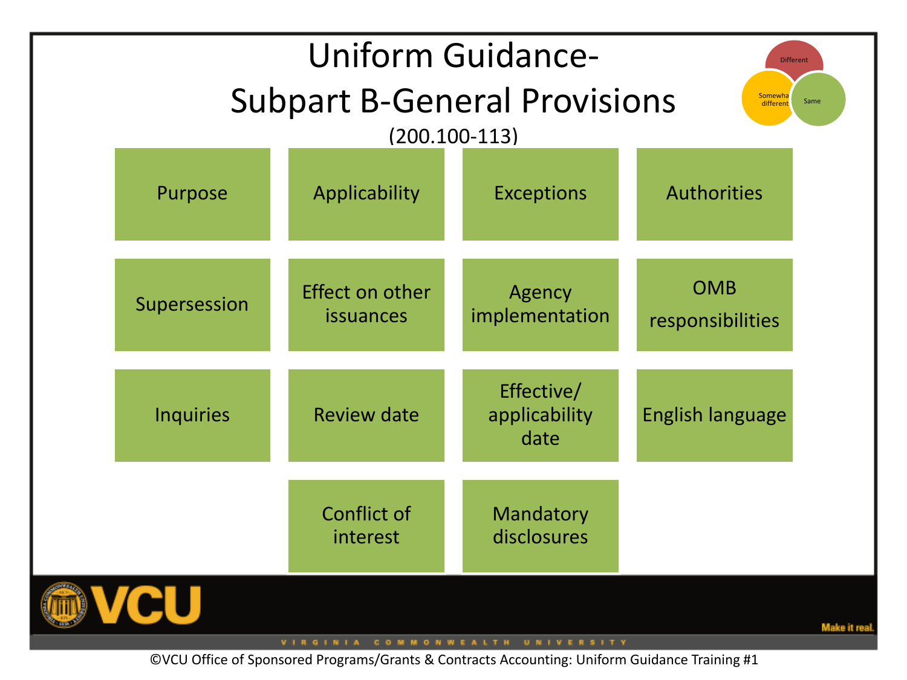# Uniform Guidance-
# Subpart B-General Provisions

(200.100-113)

Different | Somewhat different | Same

- Purpose
- Applicability
- Exceptions
- Authorities
- Supersession
- Effect on other issuances
- Agency implementation
- OMB responsibilities
- Inquiries
- Review date
- Effective/ applicability date
- English language
- Conflict of interest
- Mandatory disclosures

©VCU Office of Sponsored Programs/Grants & Contracts Accounting: Uniform Guidance Training #1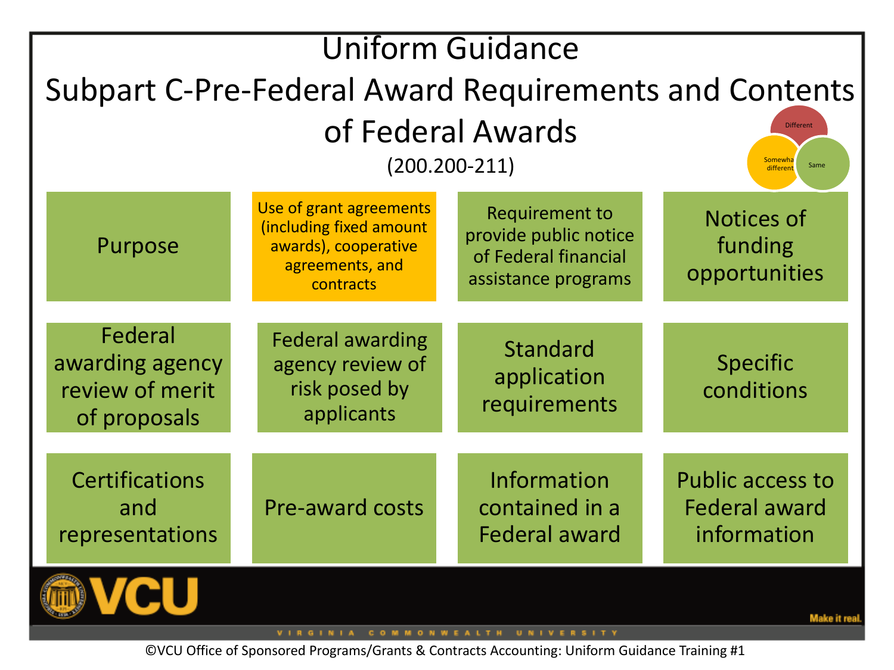# Uniform Guidance

## Subpart C-Pre-Federal Award Requirements and Contents of Federal Awards

(200.200-211)

Different | Somewhat different | Same

| | | | |
|---|---|---|---|
| Purpose | Use of grant agreements (including fixed amount awards), cooperative agreements, and contracts | Requirement to provide public notice of Federal financial assistance programs | Notices of funding opportunities |
| Federal awarding agency review of merit of proposals | Federal awarding agency review of risk posed by applicants | Standard application requirements | Specific conditions |
| Certifications and representations | Pre-award costs | Information contained in a Federal award | Public access to Federal award information |

©VCU Office of Sponsored Programs/Grants & Contracts Accounting: Uniform Guidance Training #1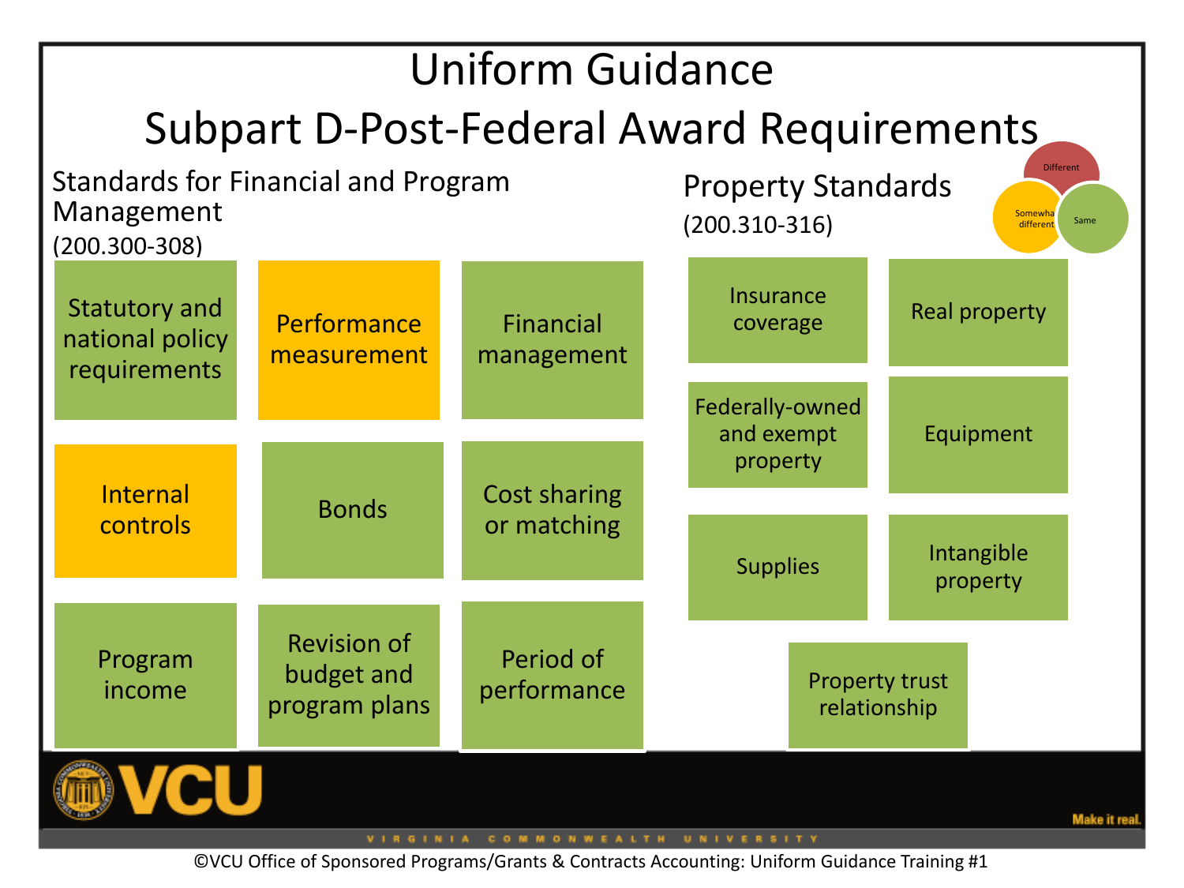# Uniform Guidance

## Subpart D-Post-Federal Award Requirements

Different

Somewhat different

Same

### Standards for Financial and Program Management

(200.300-308)

- Statutory and national policy requirements
- Performance measurement
- Financial management
- Internal controls
- Bonds
- Cost sharing or matching
- Program income
- Revision of budget and program plans
- Period of performance

### Property Standards

(200.310-316)

- Insurance coverage
- Real property
- Federally-owned and exempt property
- Equipment
- Supplies
- Intangible property
- Property trust relationship

Make it real.

VIRGINIA COMMONWEALTH UNIVERSITY

©VCU Office of Sponsored Programs/Grants & Contracts Accounting: Uniform Guidance Training #1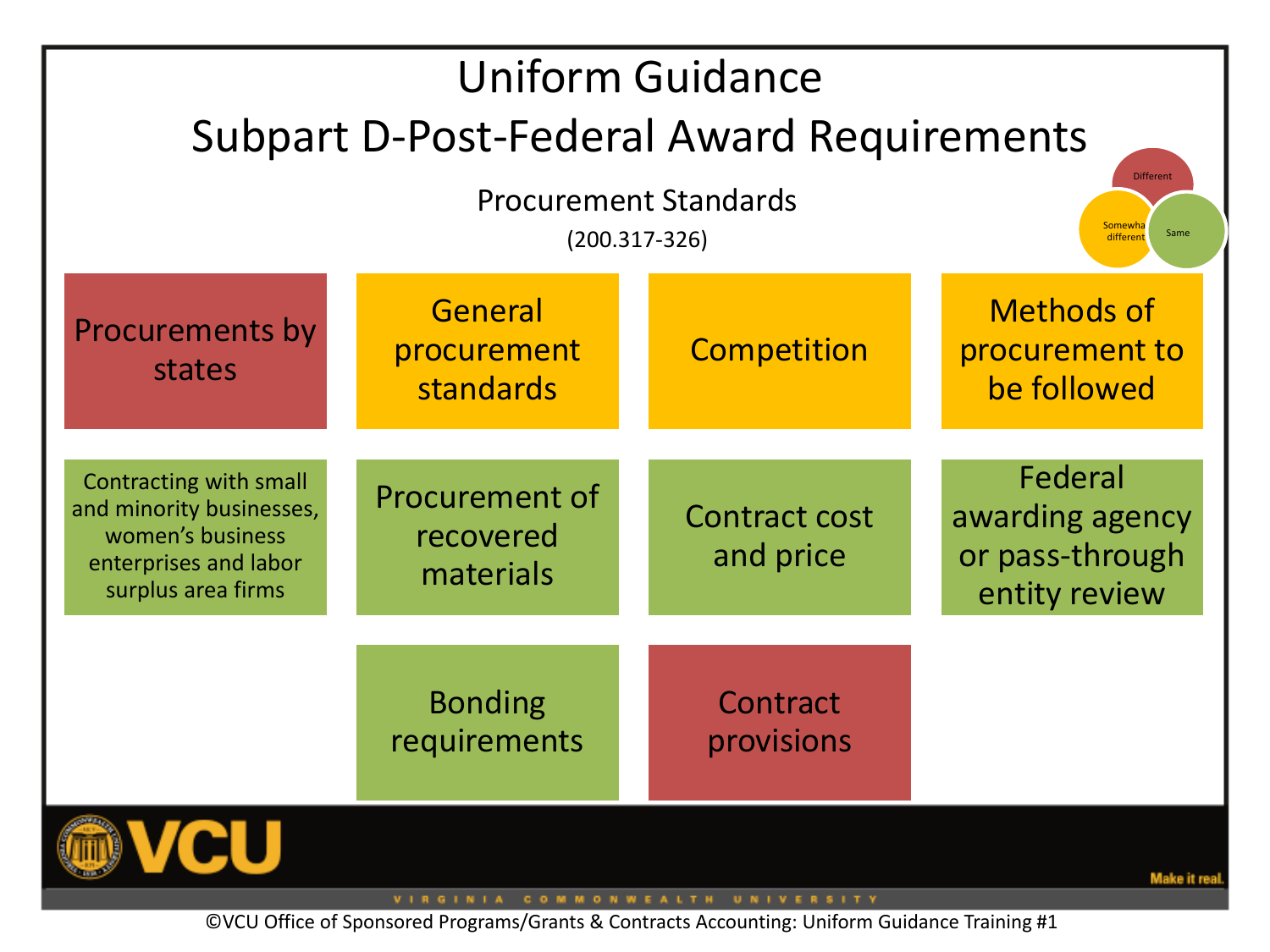# Uniform Guidance
# Subpart D-Post-Federal Award Requirements

## Procurement Standards

(200.317-326)

Different | Somewhat different | Same

| | | | |
|---|---|---|---|
| Procurements by states | General procurement standards | Competition | Methods of procurement to be followed |
| Contracting with small and minority businesses, women's business enterprises and labor surplus area firms | Procurement of recovered materials | Contract cost and price | Federal awarding agency or pass-through entity review |
| | Bonding requirements | Contract provisions | |

©VCU Office of Sponsored Programs/Grants & Contracts Accounting: Uniform Guidance Training #1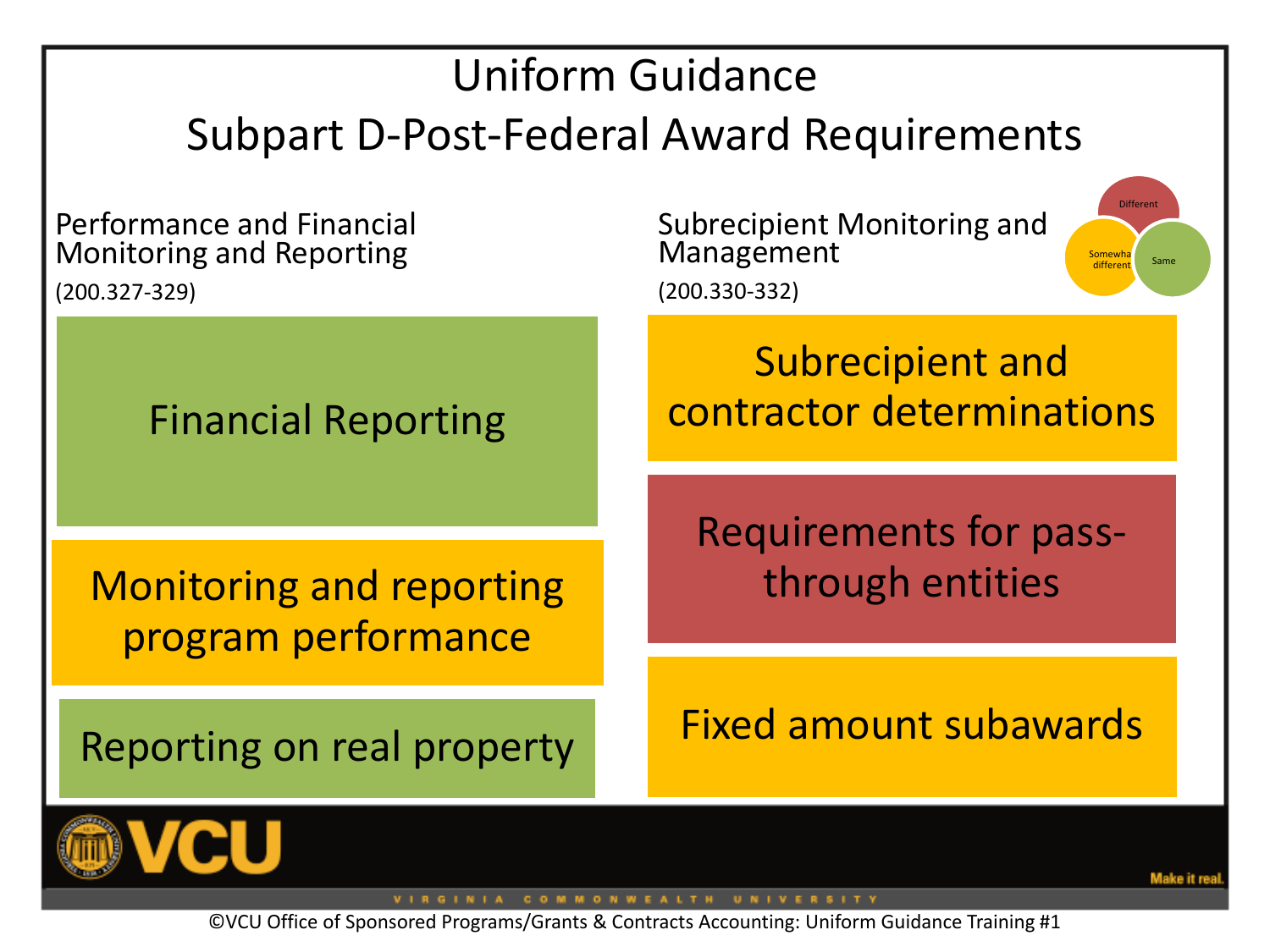# Uniform Guidance

## Subpart D-Post-Federal Award Requirements

Different

Somewhat different

Same

### Performance and Financial Monitoring and Reporting

(200.327-329)

- Financial Reporting
- Monitoring and reporting program performance
- Reporting on real property

### Subrecipient Monitoring and Management

(200.330-332)

- Subrecipient and contractor determinations
- Requirements for pass-through entities
- Fixed amount subawards

VCU

VIRGINIA COMMONWEALTH UNIVERSITY

Make it real.

©VCU Office of Sponsored Programs/Grants & Contracts Accounting: Uniform Guidance Training #1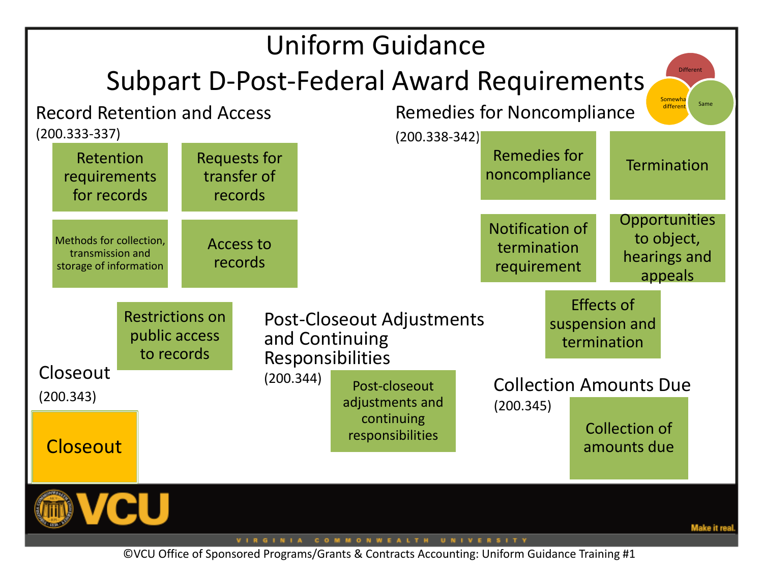# Uniform Guidance

## Subpart D-Post-Federal Award Requirements

Different | Somewhat different | Same

### Record Retention and Access

(200.333-337)

- Retention requirements for records
- Requests for transfer of records
- Methods for collection, transmission and storage of information
- Access to records
- Restrictions on public access to records

### Remedies for Noncompliance

(200.338-342)

- Remedies for noncompliance
- Termination
- Notification of termination requirement
- Opportunities to object, hearings and appeals
- Effects of suspension and termination

### Closeout

(200.343)

- Closeout

### Post-Closeout Adjustments and Continuing Responsibilities

(200.344)

- Post-closeout adjustments and continuing responsibilities

### Collection Amounts Due

(200.345)

- Collection of amounts due

©VCU Office of Sponsored Programs/Grants & Contracts Accounting: Uniform Guidance Training #1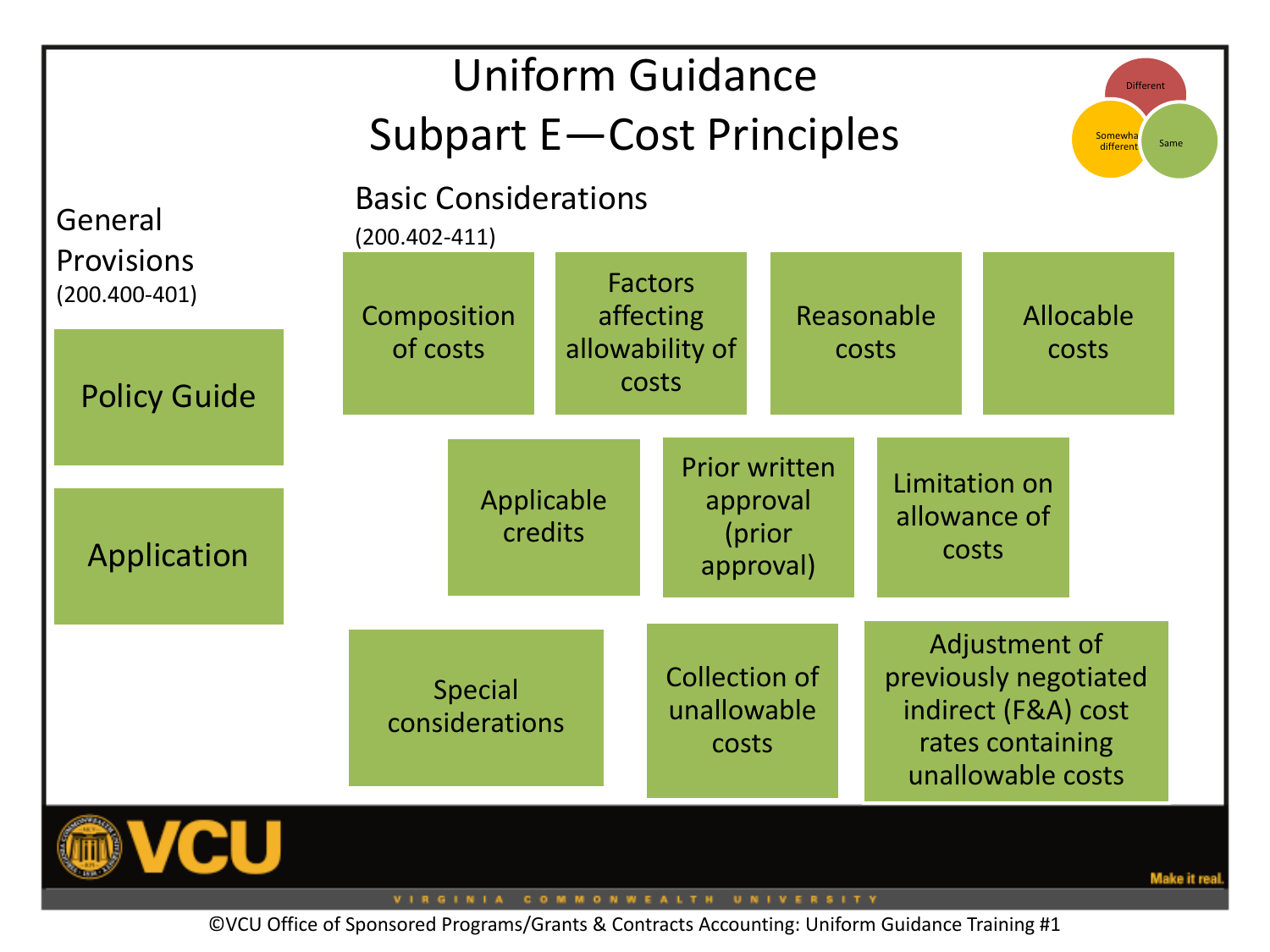# Uniform Guidance
# Subpart E—Cost Principles

Different

Somewhat different

Same

## General Provisions
(200.400-401)

- Policy Guide
- Application

## Basic Considerations
(200.402-411)

- Composition of costs
- Factors affecting allowability of costs
- Reasonable costs
- Allocable costs
- Applicable credits
- Prior written approval (prior approval)
- Limitation on allowance of costs
- Special considerations
- Collection of unallowable costs
- Adjustment of previously negotiated indirect (F&A) cost rates containing unallowable costs

©VCU Office of Sponsored Programs/Grants & Contracts Accounting: Uniform Guidance Training #1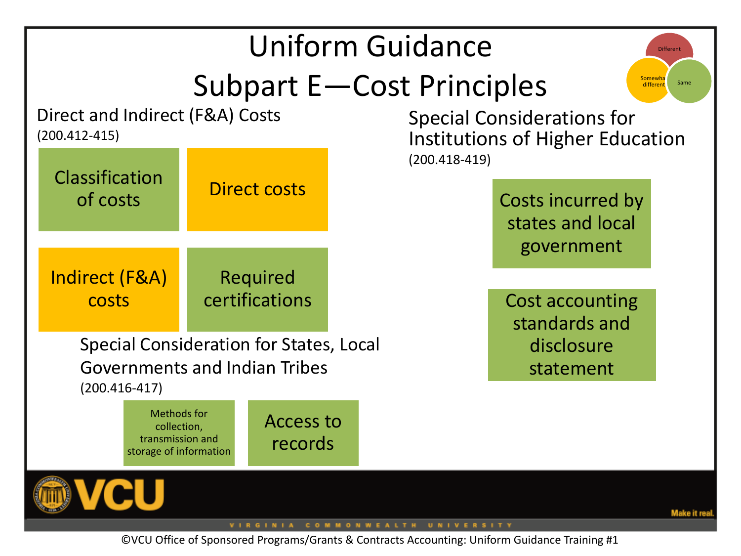# Uniform Guidance

## Subpart E—Cost Principles

Different | Somewhat different | Same

### Direct and Indirect (F&A) Costs
(200.412-415)

- Classification of costs
- Direct costs
- Indirect (F&A) costs
- Required certifications

### Special Consideration for States, Local Governments and Indian Tribes
(200.416-417)

- Methods for collection, transmission and storage of information
- Access to records

### Special Considerations for Institutions of Higher Education
(200.418-419)

- Costs incurred by states and local government
- Cost accounting standards and disclosure statement

©VCU Office of Sponsored Programs/Grants & Contracts Accounting: Uniform Guidance Training #1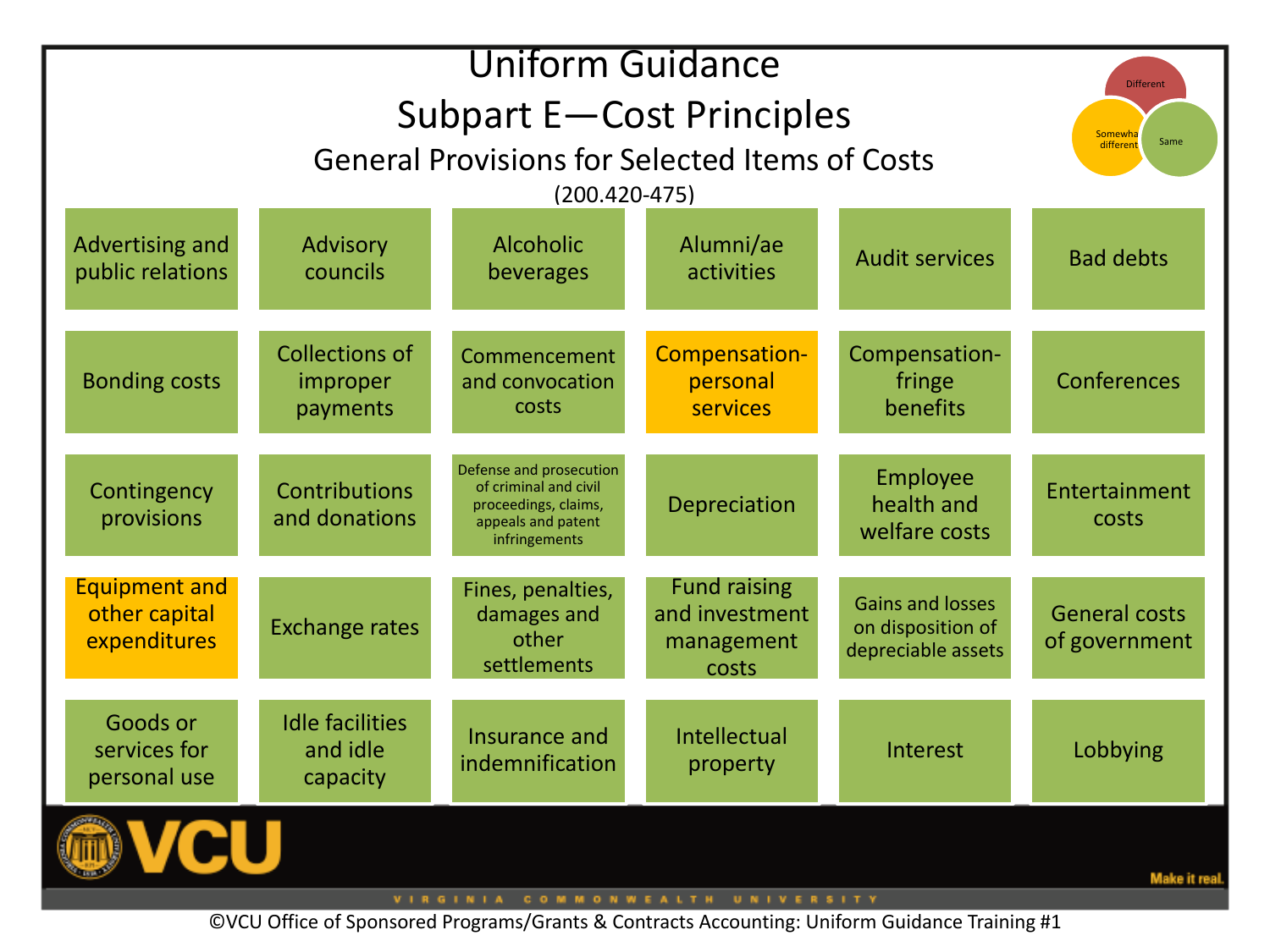# Uniform Guidance

## Subpart E—Cost Principles

### General Provisions for Selected Items of Costs

(200.420-475)

Different | Somewhat different | Same

| | | | | | |
|---|---|---|---|---|---|
| Advertising and public relations | Advisory councils | Alcoholic beverages | Alumni/ae activities | Audit services | Bad debts |
| Bonding costs | Collections of improper payments | Commencement and convocation costs | Compensation-personal services | Compensation-fringe benefits | Conferences |
| Contingency provisions | Contributions and donations | Defense and prosecution of criminal and civil proceedings, claims, appeals and patent infringements | Depreciation | Employee health and welfare costs | Entertainment costs |
| Equipment and other capital expenditures | Exchange rates | Fines, penalties, damages and other settlements | Fund raising and investment management costs | Gains and losses on disposition of depreciable assets | General costs of government |
| Goods or services for personal use | Idle facilities and idle capacity | Insurance and indemnification | Intellectual property | Interest | Lobbying |

Note: In the original slide, "Compensation-personal services" and "Equipment and other capital expenditures" are marked "Somewhat different"; all other items are marked "Same".

©VCU Office of Sponsored Programs/Grants & Contracts Accounting: Uniform Guidance Training #1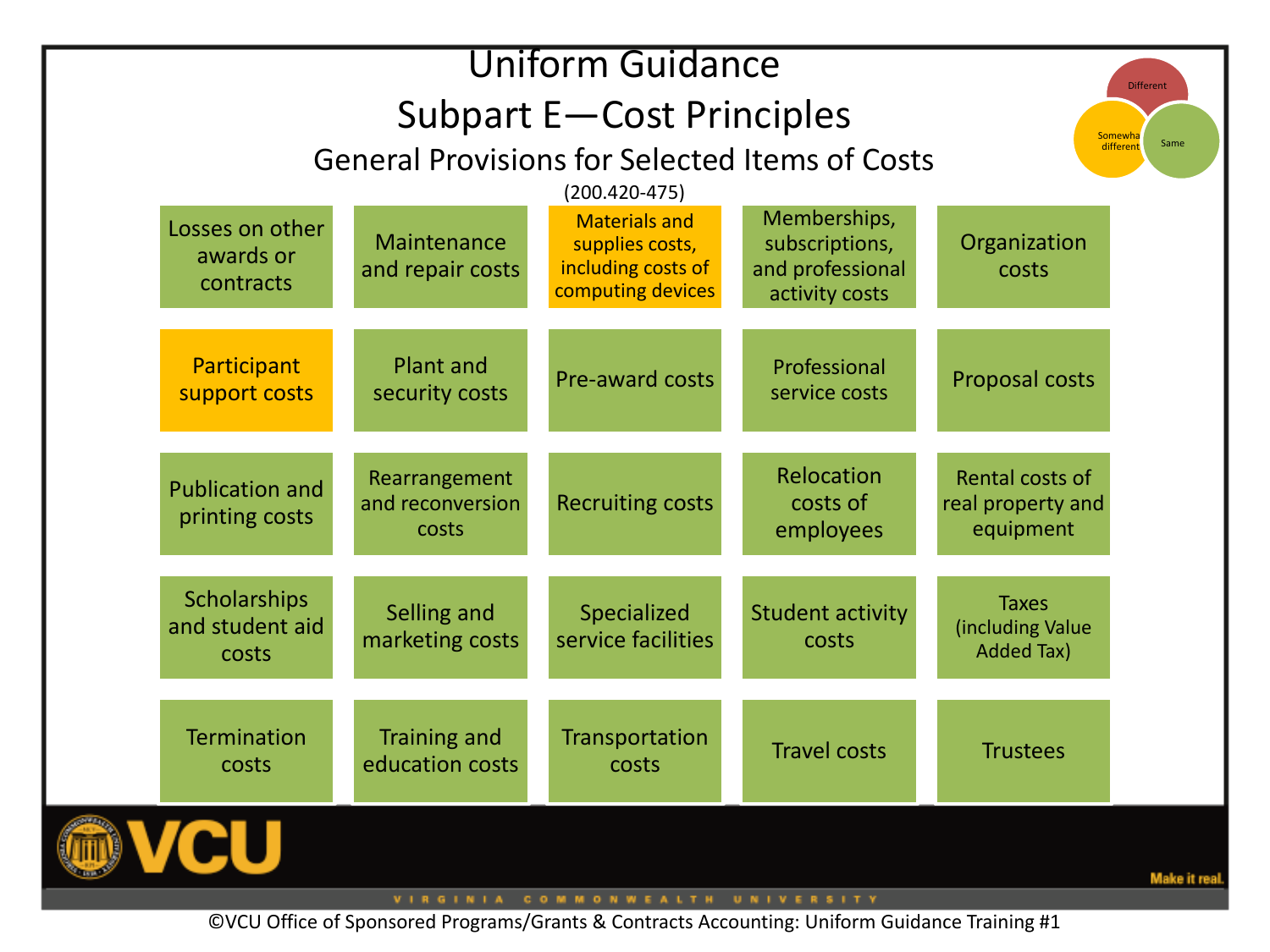# Uniform Guidance

## Subpart E—Cost Principles

### General Provisions for Selected Items of Costs

(200.420-475)

Different | Somewhat different | Same

| | | | | |
|---|---|---|---|---|
| Losses on other awards or contracts | Maintenance and repair costs | Materials and supplies costs, including costs of computing devices | Memberships, subscriptions, and professional activity costs | Organization costs |
| Participant support costs | Plant and security costs | Pre-award costs | Professional service costs | Proposal costs |
| Publication and printing costs | Rearrangement and reconversion costs | Recruiting costs | Relocation costs of employees | Rental costs of real property and equipment |
| Scholarships and student aid costs | Selling and marketing costs | Specialized service facilities | Student activity costs | Taxes (including Value Added Tax) |
| Termination costs | Training and education costs | Transportation costs | Travel costs | Trustees |

©VCU Office of Sponsored Programs/Grants & Contracts Accounting: Uniform Guidance Training #1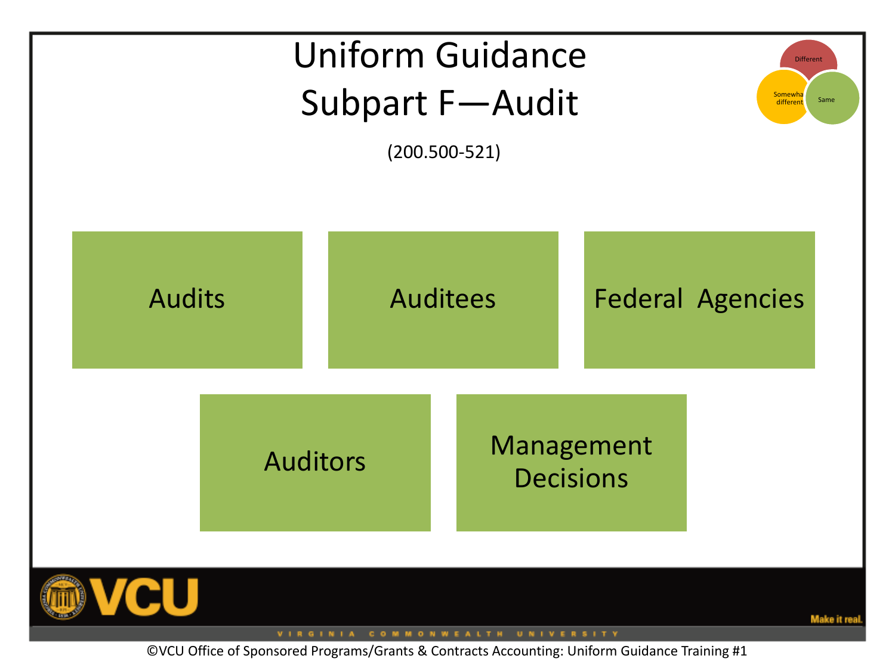# Uniform Guidance
# Subpart F—Audit

(200.500-521)

Different

Somewhat different

Same

- Audits
- Auditees
- Federal Agencies
- Auditors
- Management Decisions

©VCU Office of Sponsored Programs/Grants & Contracts Accounting: Uniform Guidance Training #1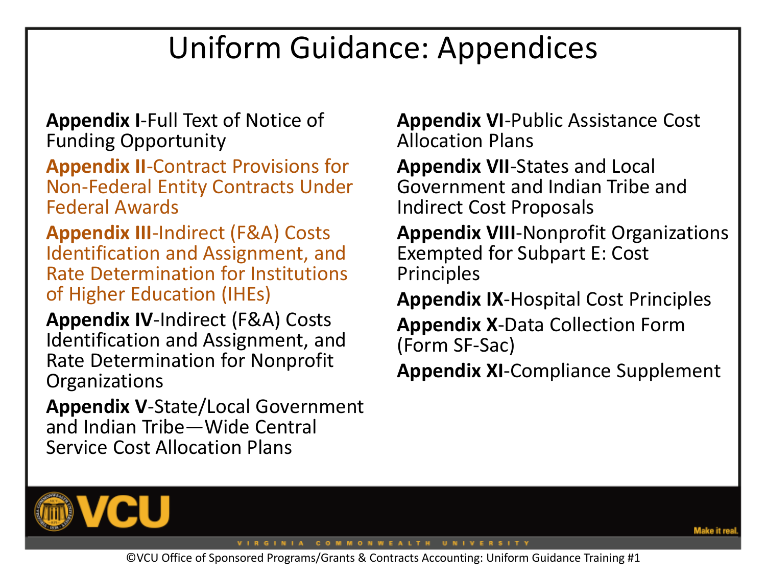# Uniform Guidance: Appendices

**Appendix I**-Full Text of Notice of Funding Opportunity

**Appendix II**-Contract Provisions for Non-Federal Entity Contracts Under Federal Awards

**Appendix III**-Indirect (F&A) Costs Identification and Assignment, and Rate Determination for Institutions of Higher Education (IHEs)

**Appendix IV**-Indirect (F&A) Costs Identification and Assignment, and Rate Determination for Nonprofit Organizations

**Appendix V**-State/Local Government and Indian Tribe—Wide Central Service Cost Allocation Plans

**Appendix VI**-Public Assistance Cost Allocation Plans

**Appendix VII**-States and Local Government and Indian Tribe and Indirect Cost Proposals

**Appendix VIII**-Nonprofit Organizations Exempted for Subpart E: Cost Principles

**Appendix IX**-Hospital Cost Principles

**Appendix X**-Data Collection Form (Form SF-Sac)

**Appendix XI**-Compliance Supplement

©VCU Office of Sponsored Programs/Grants & Contracts Accounting: Uniform Guidance Training #1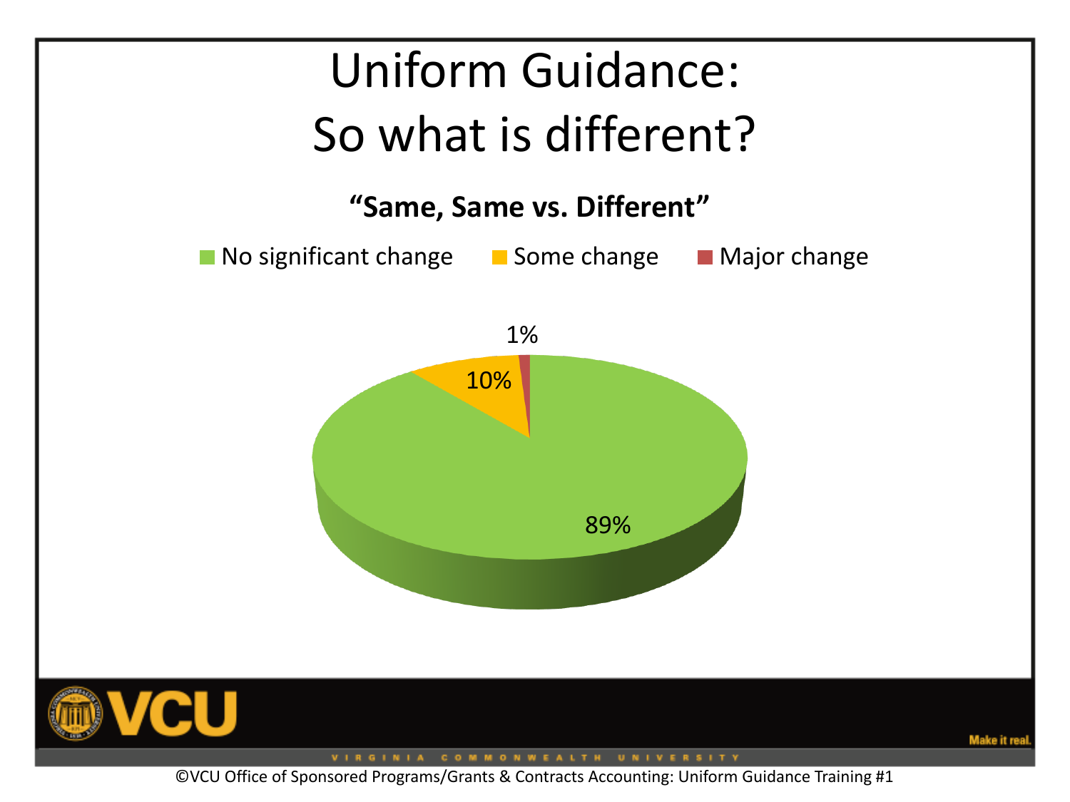# Uniform Guidance: So what is different?

**"Same, Same vs. Different"**

No significant change | Some change | Major change

1%

10%

89%

©VCU Office of Sponsored Programs/Grants & Contracts Accounting: Uniform Guidance Training #1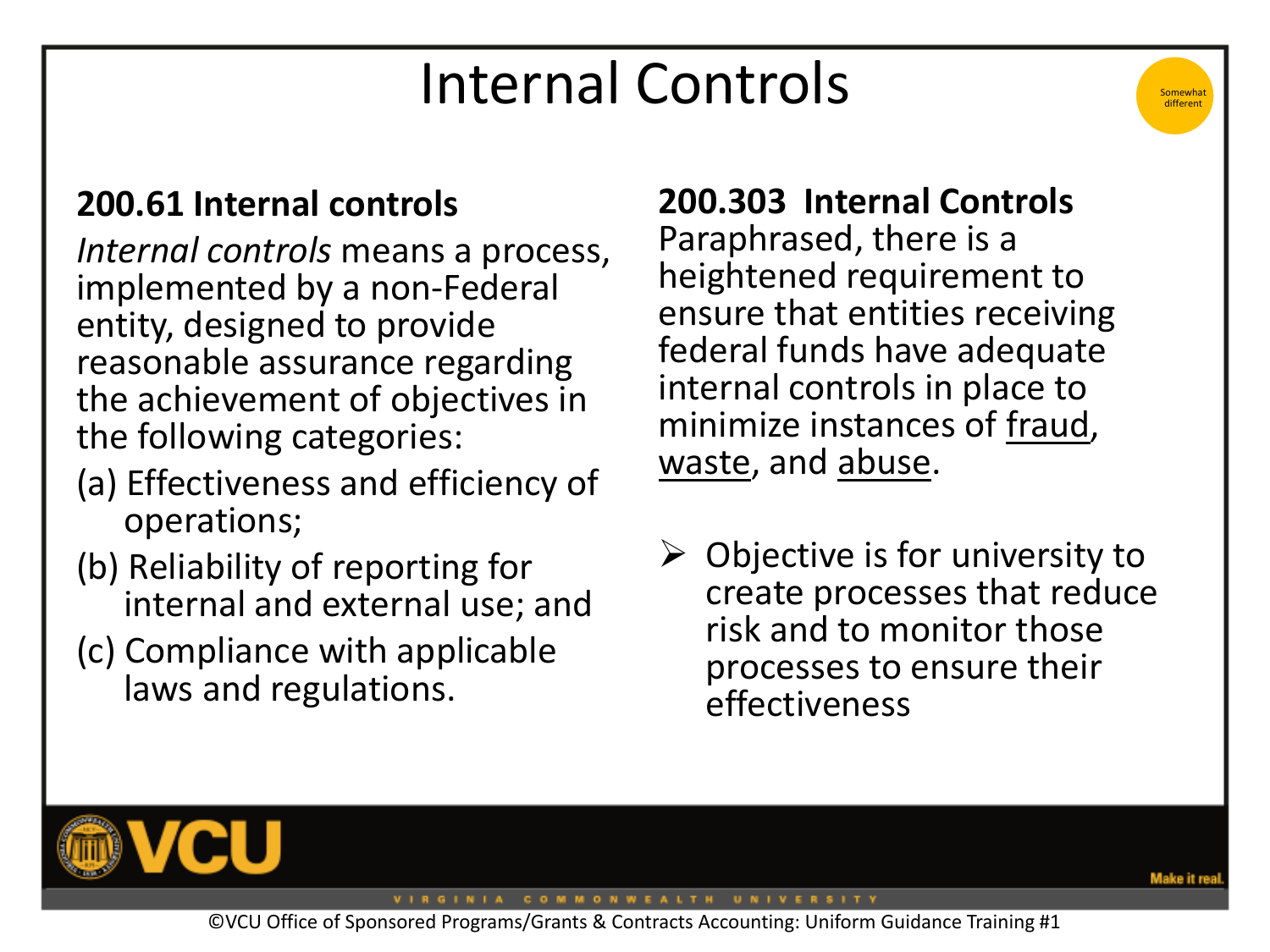# Internal Controls

Somewhat different

**200.61 Internal controls**

*Internal controls* means a process, implemented by a non-Federal entity, designed to provide reasonable assurance regarding the achievement of objectives in the following categories:

(a) Effectiveness and efficiency of operations;

(b) Reliability of reporting for internal and external use; and

(c) Compliance with applicable laws and regulations.

**200.303 Internal Controls**

Paraphrased, there is a heightened requirement to ensure that entities receiving federal funds have adequate internal controls in place to minimize instances of <u>fraud</u>, <u>waste</u>, and <u>abuse</u>.

- Objective is for university to create processes that reduce risk and to monitor those processes to ensure their effectiveness

©VCU Office of Sponsored Programs/Grants & Contracts Accounting: Uniform Guidance Training #1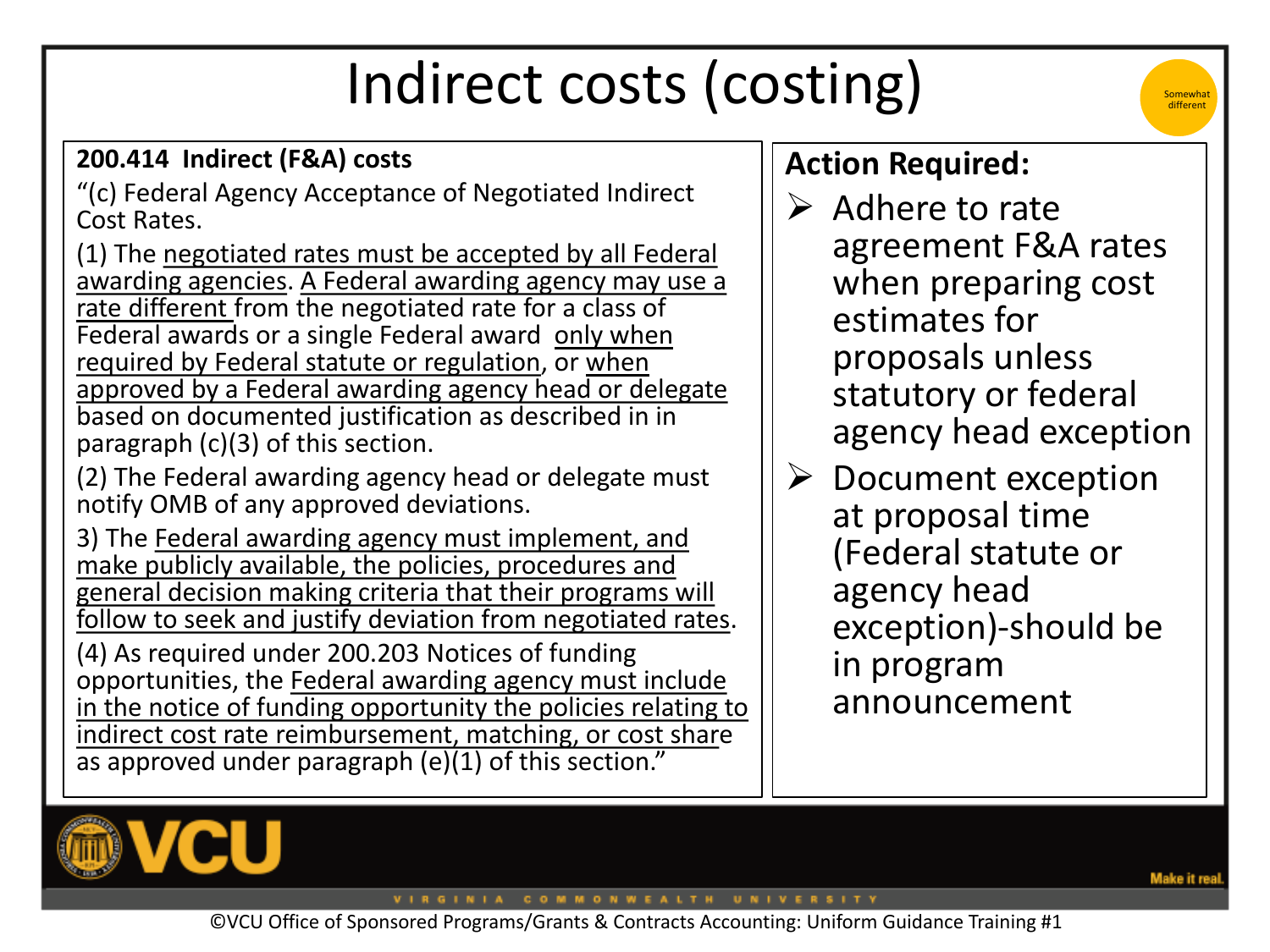# Indirect costs (costing)

Somewhat different

**200.414 Indirect (F&A) costs**

"(c) Federal Agency Acceptance of Negotiated Indirect Cost Rates.

(1) The negotiated rates must be accepted by all Federal awarding agencies. A Federal awarding agency may use a rate different from the negotiated rate for a class of Federal awards or a single Federal award only when required by Federal statute or regulation, or when approved by a Federal awarding agency head or delegate based on documented justification as described in in paragraph (c)(3) of this section.

(2) The Federal awarding agency head or delegate must notify OMB of any approved deviations.

3) The Federal awarding agency must implement, and make publicly available, the policies, procedures and general decision making criteria that their programs will follow to seek and justify deviation from negotiated rates.

(4) As required under 200.203 Notices of funding opportunities, the Federal awarding agency must include in the notice of funding opportunity the policies relating to indirect cost rate reimbursement, matching, or cost share as approved under paragraph (e)(1) of this section."

**Action Required:**

- Adhere to rate agreement F&A rates when preparing cost estimates for proposals unless statutory or federal agency head exception
- Document exception at proposal time (Federal statute or agency head exception)-should be in program announcement

©VCU Office of Sponsored Programs/Grants & Contracts Accounting: Uniform Guidance Training #1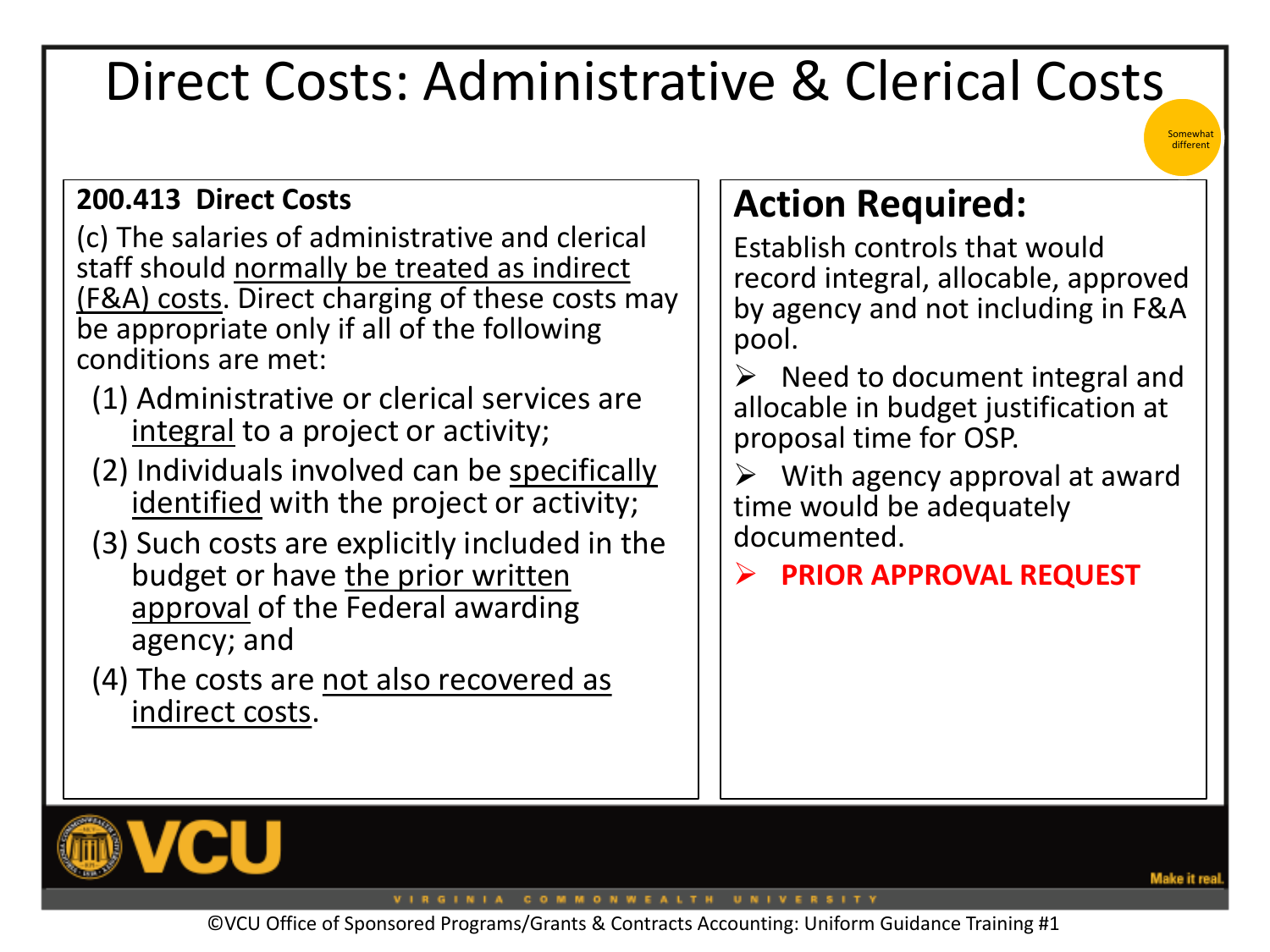# Direct Costs: Administrative & Clerical Costs

Somewhat different

**200.413 Direct Costs**

(c) The salaries of administrative and clerical staff should normally be treated as indirect (F&A) costs. Direct charging of these costs may be appropriate only if all of the following conditions are met:

(1) Administrative or clerical services are integral to a project or activity;

(2) Individuals involved can be specifically identified with the project or activity;

(3) Such costs are explicitly included in the budget or have the prior written approval of the Federal awarding agency; and

(4) The costs are not also recovered as indirect costs.

## Action Required:

Establish controls that would record integral, allocable, approved by agency and not including in F&A pool.

- Need to document integral and allocable in budget justification at proposal time for OSP.
- With agency approval at award time would be adequately documented.
- **PRIOR APPROVAL REQUEST**

©VCU Office of Sponsored Programs/Grants & Contracts Accounting: Uniform Guidance Training #1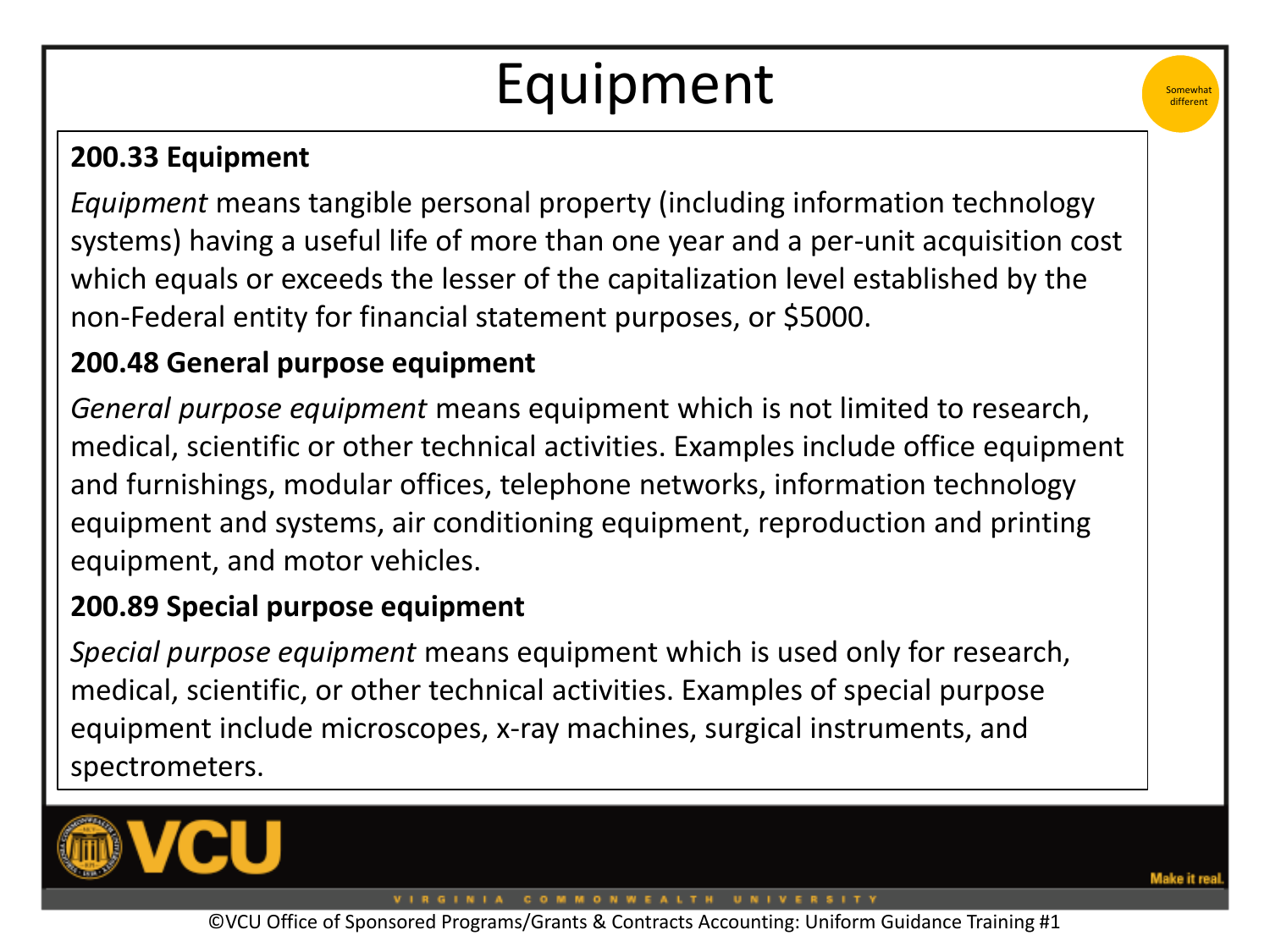# Equipment

Somewhat different

**200.33 Equipment**

*Equipment* means tangible personal property (including information technology systems) having a useful life of more than one year and a per-unit acquisition cost which equals or exceeds the lesser of the capitalization level established by the non-Federal entity for financial statement purposes, or $5000.

**200.48 General purpose equipment**

*General purpose equipment* means equipment which is not limited to research, medical, scientific or other technical activities. Examples include office equipment and furnishings, modular offices, telephone networks, information technology equipment and systems, air conditioning equipment, reproduction and printing equipment, and motor vehicles.

**200.89 Special purpose equipment**

*Special purpose equipment* means equipment which is used only for research, medical, scientific, or other technical activities. Examples of special purpose equipment include microscopes, x-ray machines, surgical instruments, and spectrometers.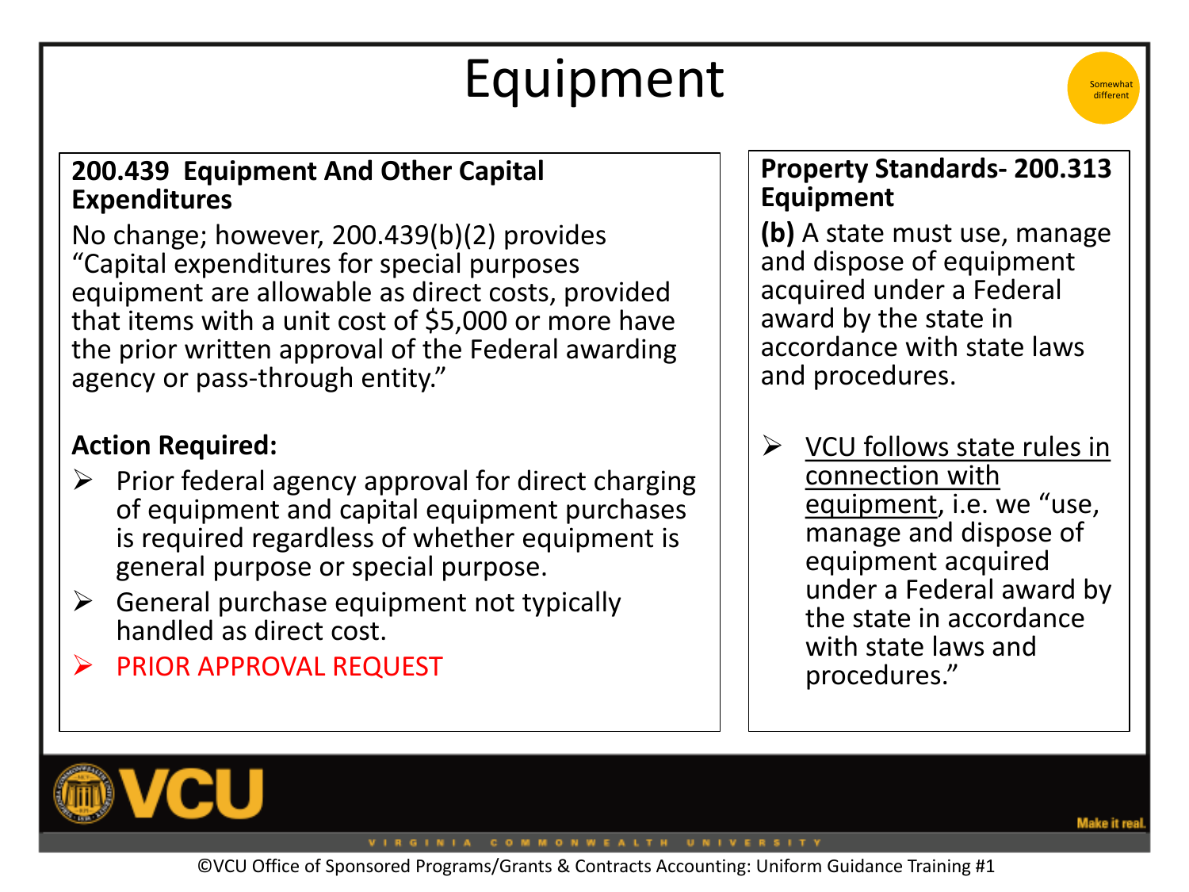# Equipment

Somewhat different

**200.439 Equipment And Other Capital Expenditures**

No change; however, 200.439(b)(2) provides "Capital expenditures for special purposes equipment are allowable as direct costs, provided that items with a unit cost of $5,000 or more have the prior written approval of the Federal awarding agency or pass-through entity."

**Action Required:**

- Prior federal agency approval for direct charging of equipment and capital equipment purchases is required regardless of whether equipment is general purpose or special purpose.
- General purchase equipment not typically handled as direct cost.
- PRIOR APPROVAL REQUEST

**Property Standards- 200.313 Equipment**

**(b)** A state must use, manage and dispose of equipment acquired under a Federal award by the state in accordance with state laws and procedures.

- VCU follows state rules in connection with equipment, i.e. we "use, manage and dispose of equipment acquired under a Federal award by the state in accordance with state laws and procedures."

©VCU Office of Sponsored Programs/Grants & Contracts Accounting: Uniform Guidance Training #1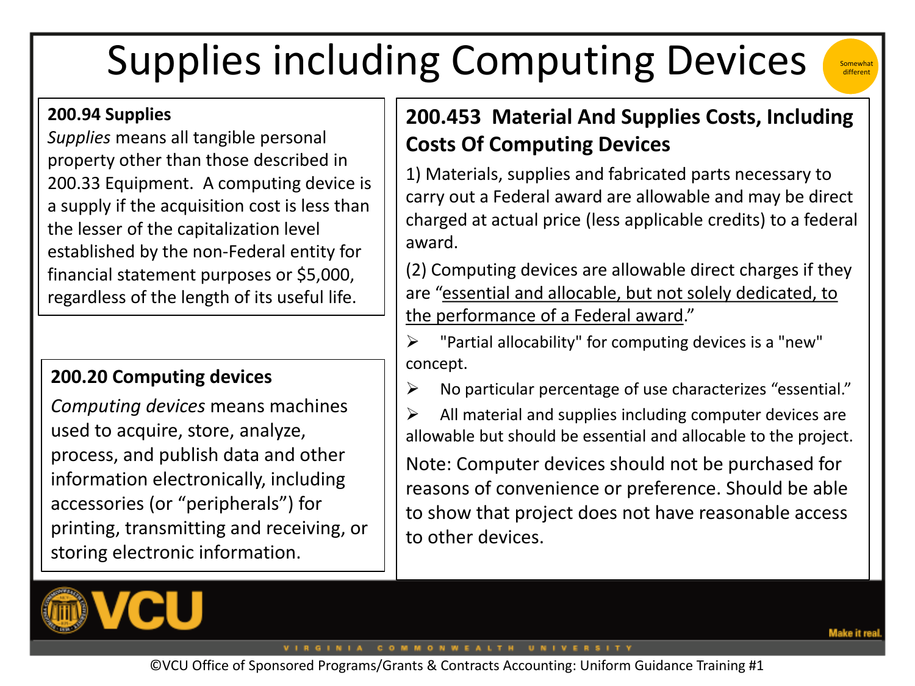# Supplies including Computing Devices

Somewhat different

**200.94 Supplies**

*Supplies* means all tangible personal property other than those described in 200.33 Equipment. A computing device is a supply if the acquisition cost is less than the lesser of the capitalization level established by the non-Federal entity for financial statement purposes or $5,000, regardless of the length of its useful life.

**200.20 Computing devices**

*Computing devices* means machines used to acquire, store, analyze, process, and publish data and other information electronically, including accessories (or "peripherals") for printing, transmitting and receiving, or storing electronic information.

**200.453 Material And Supplies Costs, Including Costs Of Computing Devices**

1) Materials, supplies and fabricated parts necessary to carry out a Federal award are allowable and may be direct charged at actual price (less applicable credits) to a federal award.

(2) Computing devices are allowable direct charges if they are "essential and allocable, but not solely dedicated, to the performance of a Federal award."

- "Partial allocability" for computing devices is a "new" concept.
- No particular percentage of use characterizes "essential."
- All material and supplies including computer devices are allowable but should be essential and allocable to the project.

Note: Computer devices should not be purchased for reasons of convenience or preference. Should be able to show that project does not have reasonable access to other devices.

©VCU Office of Sponsored Programs/Grants & Contracts Accounting: Uniform Guidance Training #1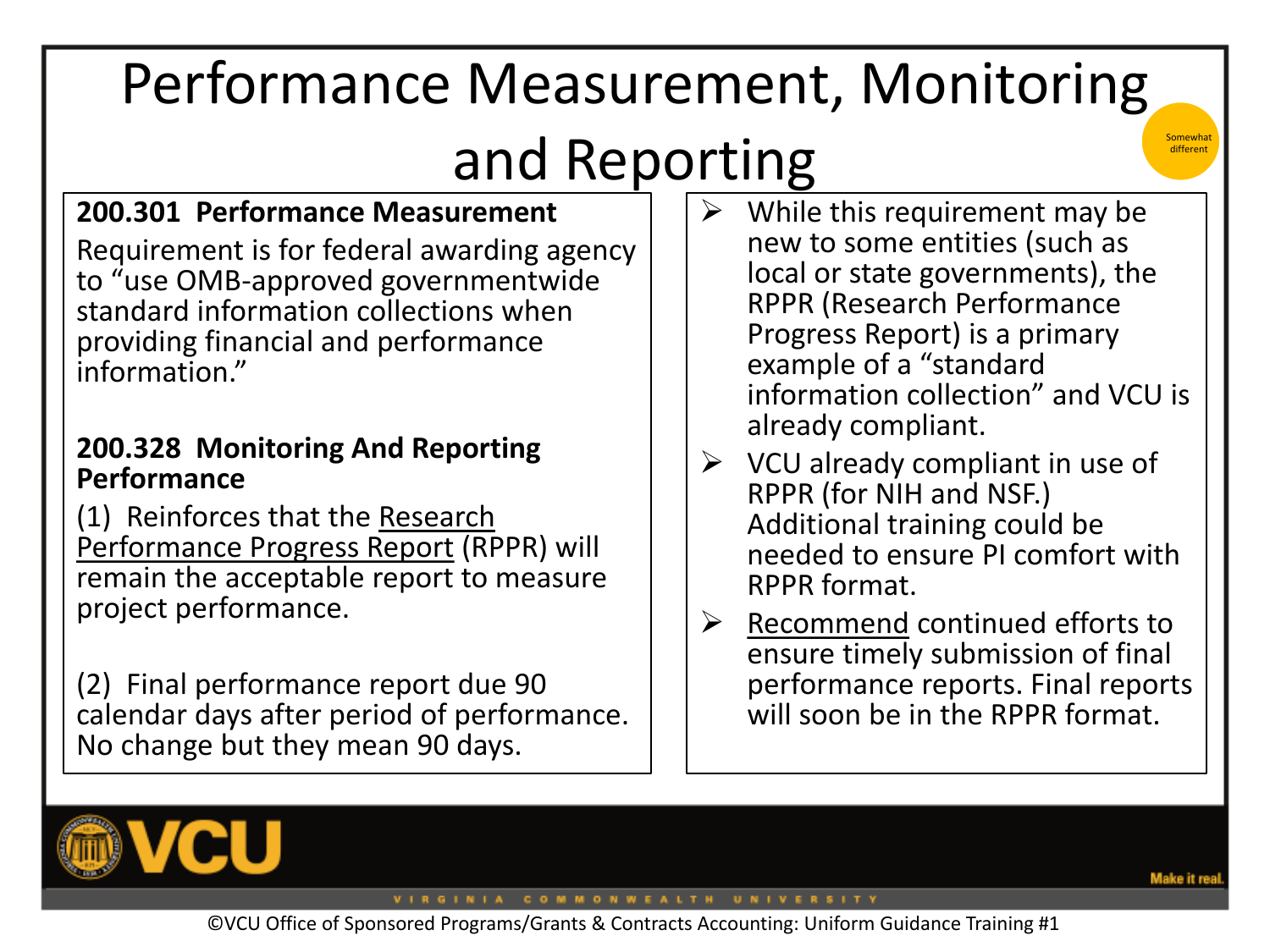# Performance Measurement, Monitoring and Reporting

Somewhat different

**200.301 Performance Measurement**

Requirement is for federal awarding agency to “use OMB-approved governmentwide standard information collections when providing financial and performance information.”

**200.328 Monitoring And Reporting Performance**

(1) Reinforces that the Research Performance Progress Report (RPPR) will remain the acceptable report to measure project performance.

(2) Final performance report due 90 calendar days after period of performance. No change but they mean 90 days.

- While this requirement may be new to some entities (such as local or state governments), the RPPR (Research Performance Progress Report) is a primary example of a “standard information collection” and VCU is already compliant.
- VCU already compliant in use of RPPR (for NIH and NSF.) Additional training could be needed to ensure PI comfort with RPPR format.
- Recommend continued efforts to ensure timely submission of final performance reports. Final reports will soon be in the RPPR format.

©VCU Office of Sponsored Programs/Grants & Contracts Accounting: Uniform Guidance Training #1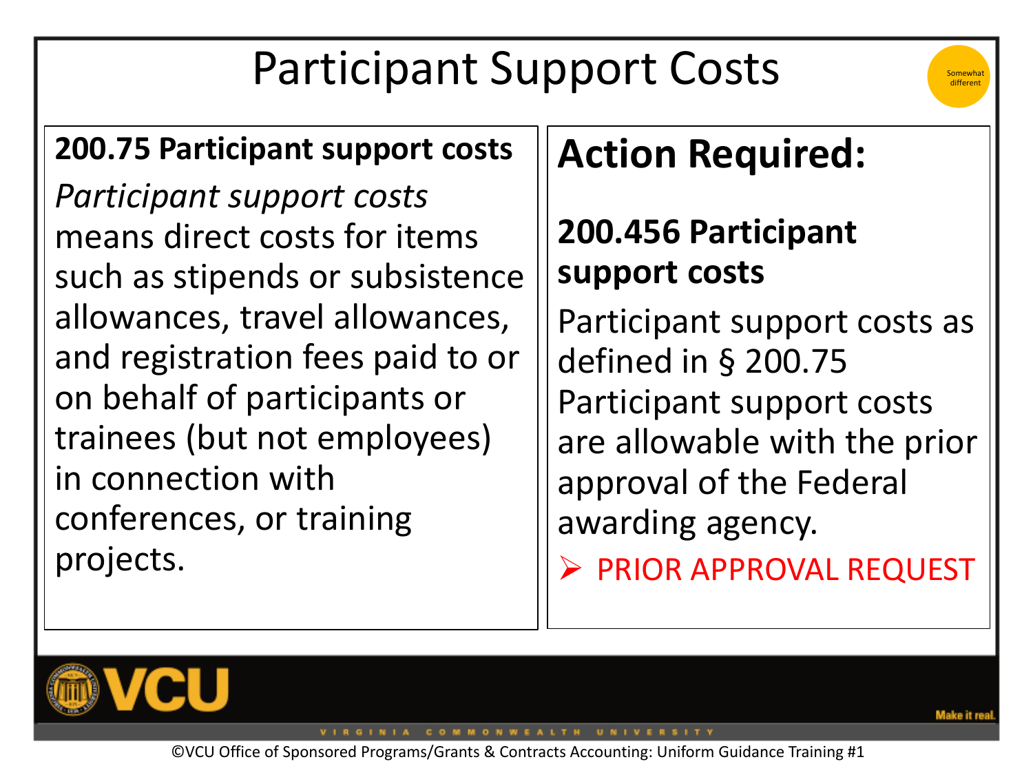# Participant Support Costs

Somewhat different

**200.75 Participant support costs**

*Participant support costs* means direct costs for items such as stipends or subsistence allowances, travel allowances, and registration fees paid to or on behalf of participants or trainees (but not employees) in connection with conferences, or training projects.

## Action Required:

**200.456 Participant support costs**

Participant support costs as defined in § 200.75 Participant support costs are allowable with the prior approval of the Federal awarding agency.

- PRIOR APPROVAL REQUEST

©VCU Office of Sponsored Programs/Grants & Contracts Accounting: Uniform Guidance Training #1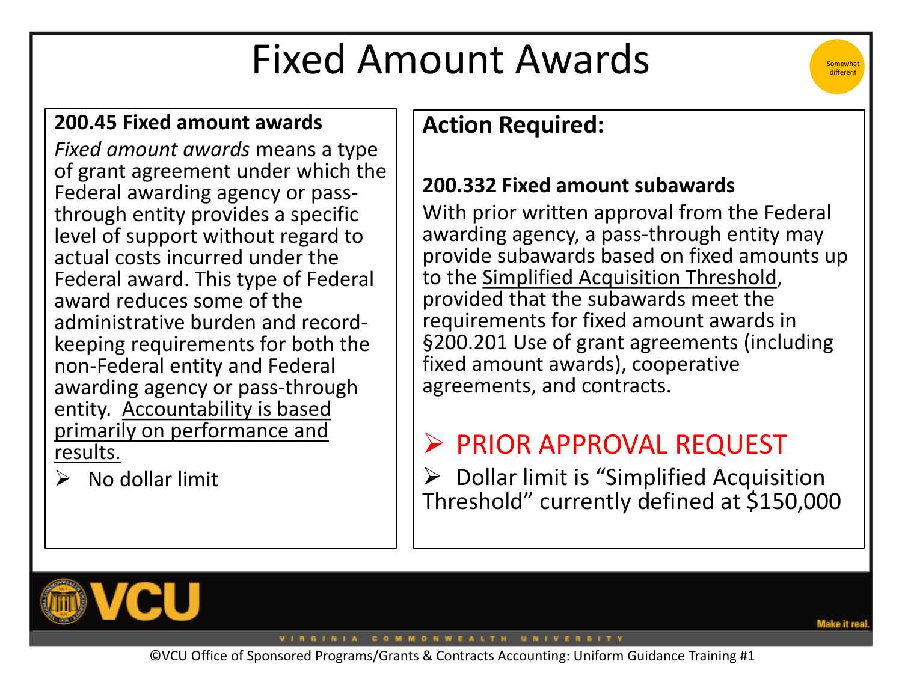# Fixed Amount Awards

Somewhat different

**200.45 Fixed amount awards**

*Fixed amount awards* means a type of grant agreement under which the Federal awarding agency or pass-through entity provides a specific level of support without regard to actual costs incurred under the Federal award. This type of Federal award reduces some of the administrative burden and record-keeping requirements for both the non-Federal entity and Federal awarding agency or pass-through entity. <u>Accountability is based primarily on performance and results.</u>

- No dollar limit

**Action Required:**

**200.332 Fixed amount subawards**

With prior written approval from the Federal awarding agency, a pass-through entity may provide subawards based on fixed amounts up to the <u>Simplified Acquisition Threshold</u>, provided that the subawards meet the requirements for fixed amount awards in §200.201 Use of grant agreements (including fixed amount awards), cooperative agreements, and contracts.

- PRIOR APPROVAL REQUEST
- Dollar limit is "Simplified Acquisition Threshold" currently defined at $150,000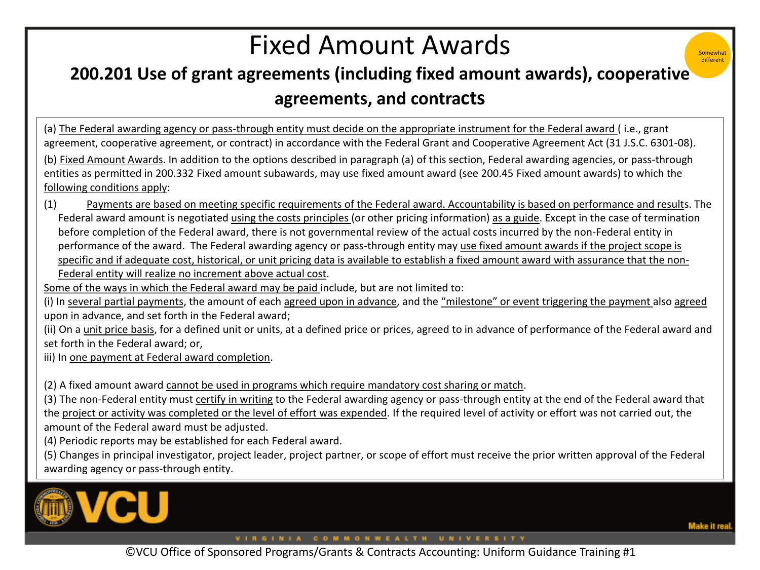# Fixed Amount Awards

Somewhat different

## 200.201 Use of grant agreements (including fixed amount awards), cooperative agreements, and contracts

(a) The Federal awarding agency or pass-through entity must decide on the appropriate instrument for the Federal award ( i.e., grant agreement, cooperative agreement, or contract) in accordance with the Federal Grant and Cooperative Agreement Act (31 J.S.C. 6301-08).

(b) Fixed Amount Awards. In addition to the options described in paragraph (a) of this section, Federal awarding agencies, or pass-through entities as permitted in 200.332 Fixed amount subawards, may use fixed amount award (see 200.45 Fixed amount awards) to which the following conditions apply:

(1) Payments are based on meeting specific requirements of the Federal award. Accountability is based on performance and results. The Federal award amount is negotiated using the costs principles (or other pricing information) as a guide. Except in the case of termination before completion of the Federal award, there is not governmental review of the actual costs incurred by the non-Federal entity in performance of the award. The Federal awarding agency or pass-through entity may use fixed amount awards if the project scope is specific and if adequate cost, historical, or unit pricing data is available to establish a fixed amount award with assurance that the non-Federal entity will realize no increment above actual cost.

Some of the ways in which the Federal award may be paid include, but are not limited to:

(i) In several partial payments, the amount of each agreed upon in advance, and the "milestone" or event triggering the payment also agreed upon in advance, and set forth in the Federal award;

(ii) On a unit price basis, for a defined unit or units, at a defined price or prices, agreed to in advance of performance of the Federal award and set forth in the Federal award; or,

iii) In one payment at Federal award completion.

(2) A fixed amount award cannot be used in programs which require mandatory cost sharing or match.

(3) The non-Federal entity must certify in writing to the Federal awarding agency or pass-through entity at the end of the Federal award that the project or activity was completed or the level of effort was expended. If the required level of activity or effort was not carried out, the amount of the Federal award must be adjusted.

(4) Periodic reports may be established for each Federal award.

(5) Changes in principal investigator, project leader, project partner, or scope of effort must receive the prior written approval of the Federal awarding agency or pass-through entity.

VCU

Make it real.

VIRGINIA COMMONWEALTH UNIVERSITY

©VCU Office of Sponsored Programs/Grants & Contracts Accounting: Uniform Guidance Training #1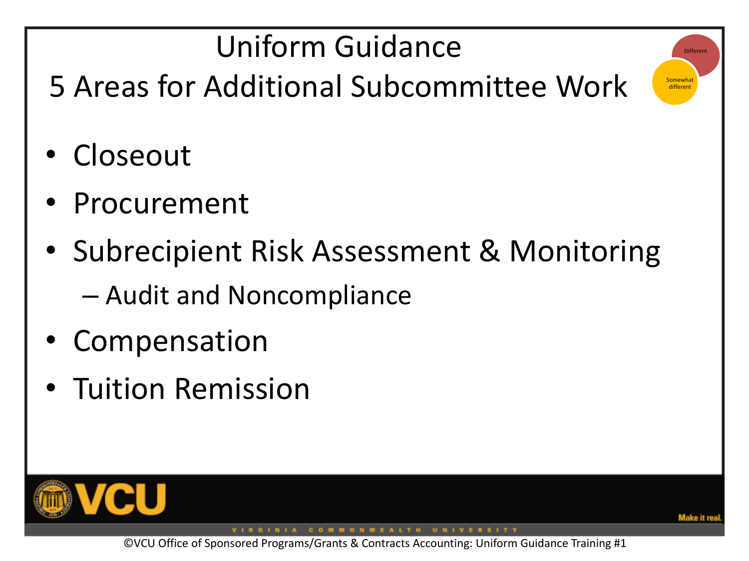# Uniform Guidance

## 5 Areas for Additional Subcommittee Work

Different

Somewhat different

- Closeout
- Procurement
- Subrecipient Risk Assessment & Monitoring
  - Audit and Noncompliance
- Compensation
- Tuition Remission

VCU

VIRGINIA COMMONWEALTH UNIVERSITY

Make it real.

©VCU Office of Sponsored Programs/Grants & Contracts Accounting: Uniform Guidance Training #1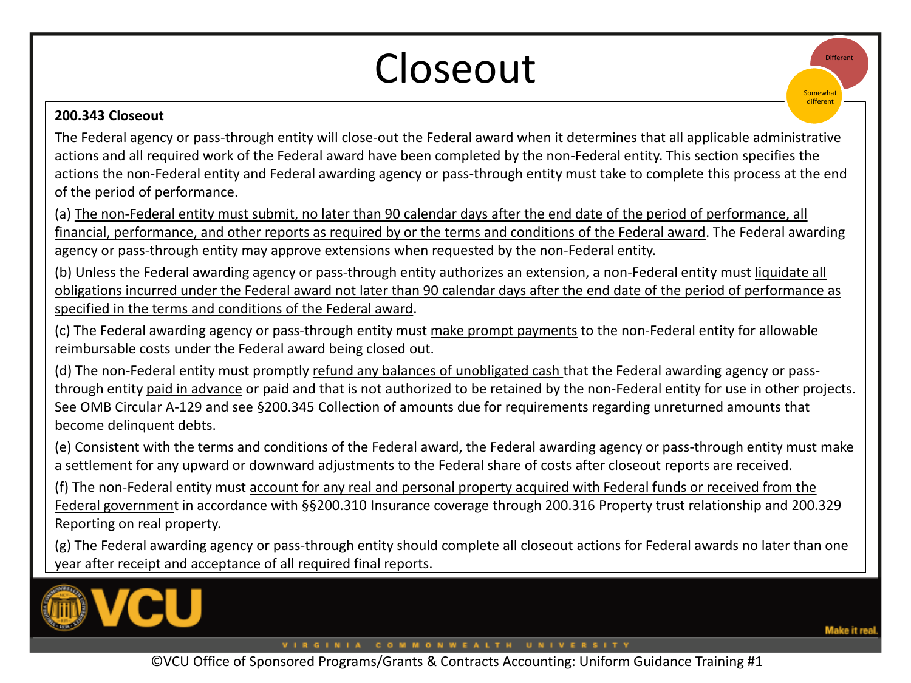# Closeout

Different

Somewhat different

**200.343 Closeout**

The Federal agency or pass-through entity will close-out the Federal award when it determines that all applicable administrative actions and all required work of the Federal award have been completed by the non-Federal entity. This section specifies the actions the non-Federal entity and Federal awarding agency or pass-through entity must take to complete this process at the end of the period of performance.

(a) The non-Federal entity must submit, no later than 90 calendar days after the end date of the period of performance, all financial, performance, and other reports as required by or the terms and conditions of the Federal award. The Federal awarding agency or pass-through entity may approve extensions when requested by the non-Federal entity.

(b) Unless the Federal awarding agency or pass-through entity authorizes an extension, a non-Federal entity must liquidate all obligations incurred under the Federal award not later than 90 calendar days after the end date of the period of performance as specified in the terms and conditions of the Federal award.

(c) The Federal awarding agency or pass-through entity must make prompt payments to the non-Federal entity for allowable reimbursable costs under the Federal award being closed out.

(d) The non-Federal entity must promptly refund any balances of unobligated cash that the Federal awarding agency or pass-through entity paid in advance or paid and that is not authorized to be retained by the non-Federal entity for use in other projects. See OMB Circular A-129 and see §200.345 Collection of amounts due for requirements regarding unreturned amounts that become delinquent debts.

(e) Consistent with the terms and conditions of the Federal award, the Federal awarding agency or pass-through entity must make a settlement for any upward or downward adjustments to the Federal share of costs after closeout reports are received.

(f) The non-Federal entity must account for any real and personal property acquired with Federal funds or received from the Federal government in accordance with §§200.310 Insurance coverage through 200.316 Property trust relationship and 200.329 Reporting on real property.

(g) The Federal awarding agency or pass-through entity should complete all closeout actions for Federal awards no later than one year after receipt and acceptance of all required final reports.

©VCU Office of Sponsored Programs/Grants & Contracts Accounting: Uniform Guidance Training #1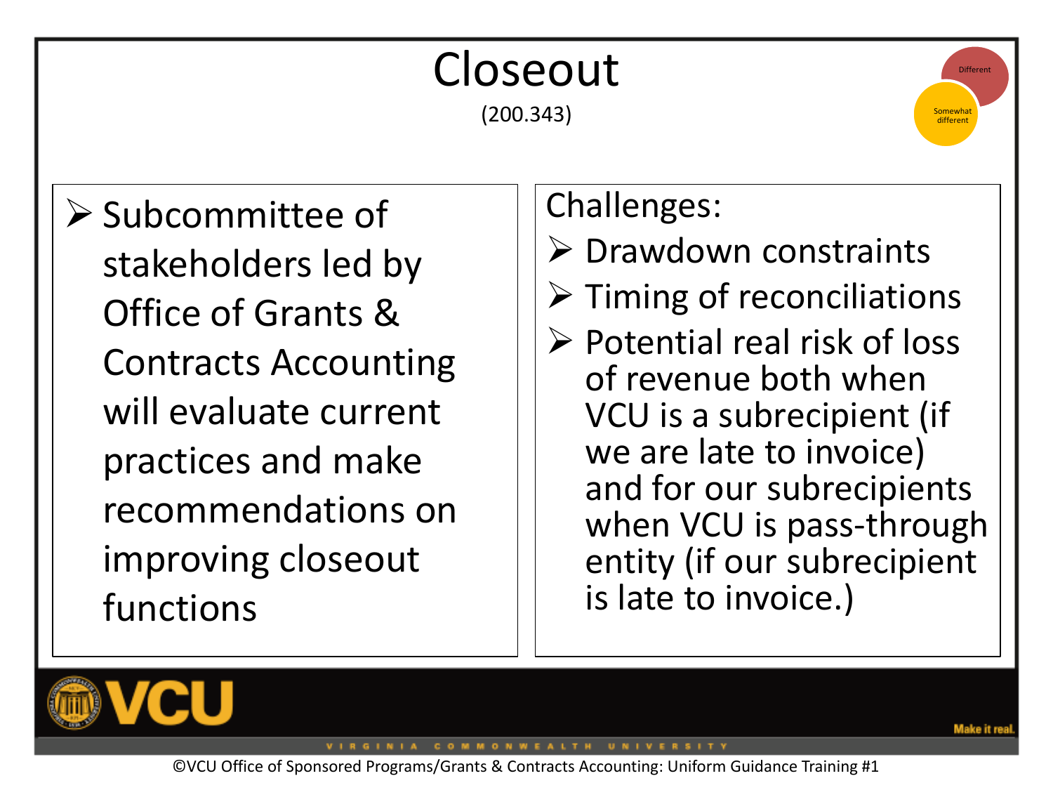# Closeout

(200.343)

Different

Somewhat different

- Subcommittee of stakeholders led by Office of Grants & Contracts Accounting will evaluate current practices and make recommendations on improving closeout functions

Challenges:

- Drawdown constraints
- Timing of reconciliations
- Potential real risk of loss of revenue both when VCU is a subrecipient (if we are late to invoice) and for our subrecipients when VCU is pass-through entity (if our subrecipient is late to invoice.)

©VCU Office of Sponsored Programs/Grants & Contracts Accounting: Uniform Guidance Training #1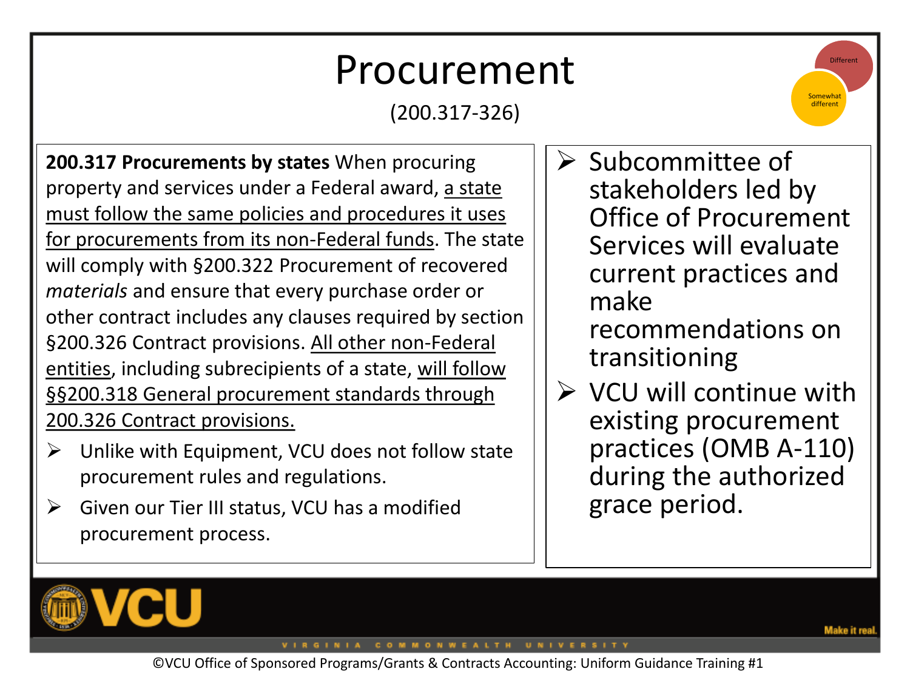# Procurement

(200.317-326)

Different

Somewhat different

**200.317 Procurements by states** When procuring property and services under a Federal award, a state must follow the same policies and procedures it uses for procurements from its non-Federal funds. The state will comply with §200.322 Procurement of recovered *materials* and ensure that every purchase order or other contract includes any clauses required by section §200.326 Contract provisions. All other non-Federal entities, including subrecipients of a state, will follow §§200.318 General procurement standards through 200.326 Contract provisions.

- Unlike with Equipment, VCU does not follow state procurement rules and regulations.
- Given our Tier III status, VCU has a modified procurement process.

- Subcommittee of stakeholders led by Office of Procurement Services will evaluate current practices and make recommendations on transitioning
- VCU will continue with existing procurement practices (OMB A-110) during the authorized grace period.

©VCU Office of Sponsored Programs/Grants & Contracts Accounting: Uniform Guidance Training #1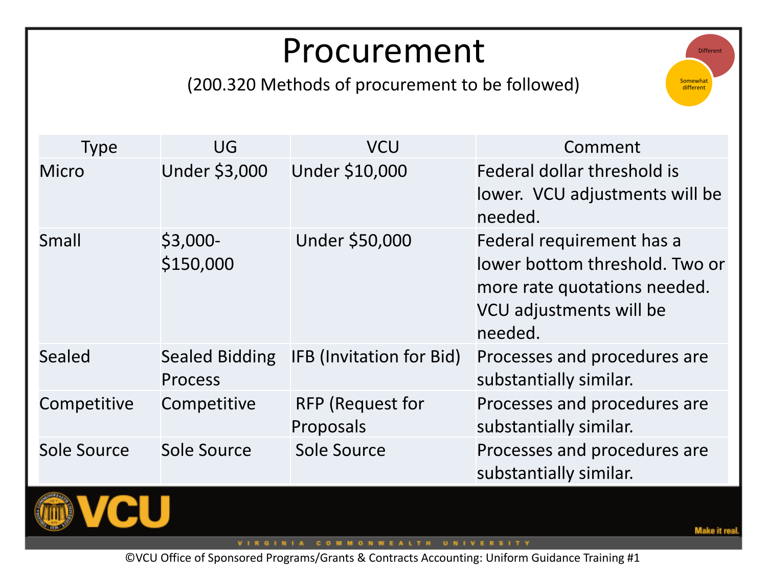# Procurement

(200.320 Methods of procurement to be followed)

Different

Somewhat different

| Type | UG | VCU | Comment |
| --- | --- | --- | --- |
| Micro | Under $3,000 | Under $10,000 | Federal dollar threshold is lower. VCU adjustments will be needed. |
| Small | $3,000-$150,000 | Under $50,000 | Federal requirement has a lower bottom threshold. Two or more rate quotations needed. VCU adjustments will be needed. |
| Sealed | Sealed Bidding Process | IFB (Invitation for Bid) | Processes and procedures are substantially similar. |
| Competitive | Competitive | RFP (Request for Proposals | Processes and procedures are substantially similar. |
| Sole Source | Sole Source | Sole Source | Processes and procedures are substantially similar. |

©VCU Office of Sponsored Programs/Grants & Contracts Accounting: Uniform Guidance Training #1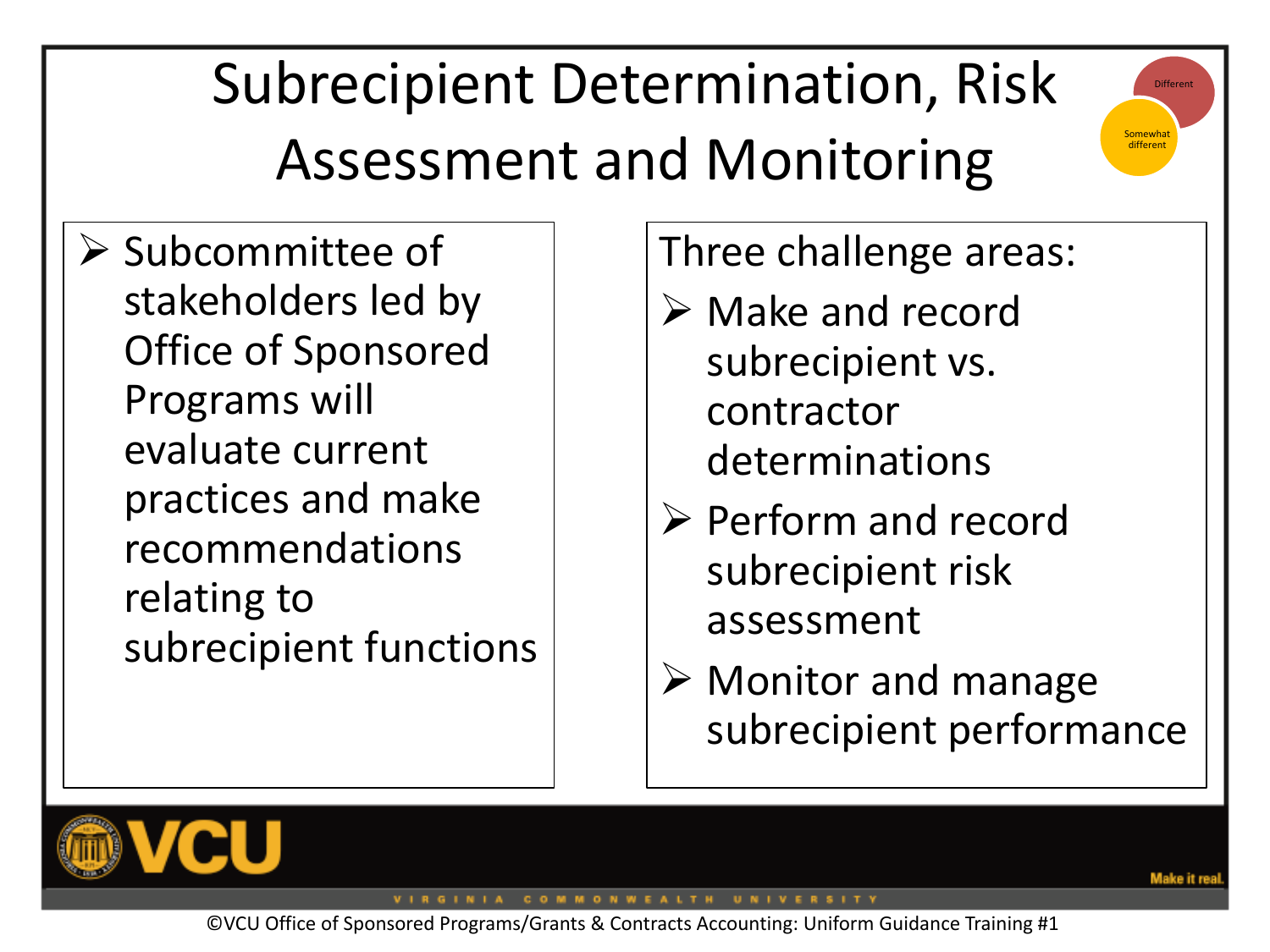# Subrecipient Determination, Risk Assessment and Monitoring

Different

Somewhat different

- Subcommittee of stakeholders led by Office of Sponsored Programs will evaluate current practices and make recommendations relating to subrecipient functions

Three challenge areas:

- Make and record subrecipient vs. contractor determinations
- Perform and record subrecipient risk assessment
- Monitor and manage subrecipient performance

©VCU Office of Sponsored Programs/Grants & Contracts Accounting: Uniform Guidance Training #1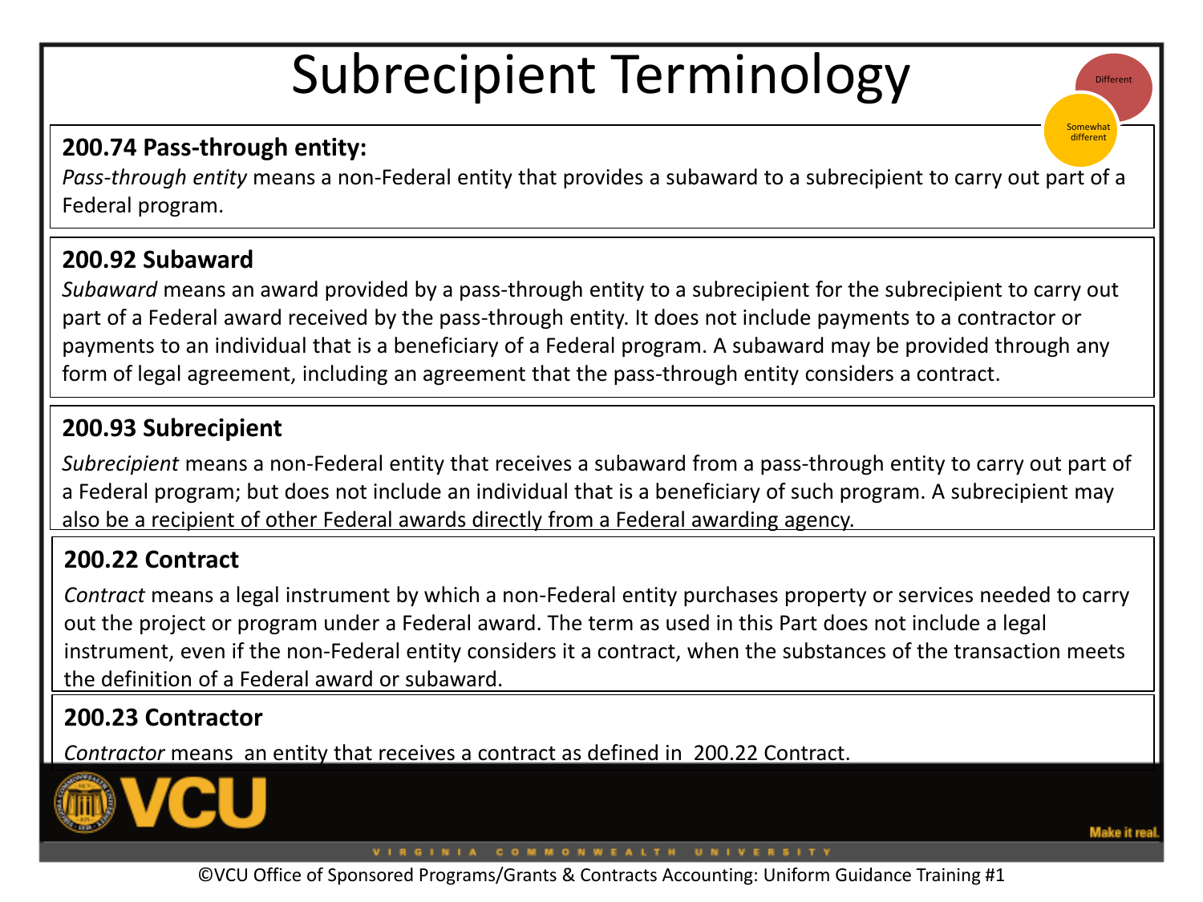# Subrecipient Terminology

Different

Somewhat different

**200.74 Pass-through entity:**

*Pass-through entity* means a non-Federal entity that provides a subaward to a subrecipient to carry out part of a Federal program.

**200.92 Subaward**

*Subaward* means an award provided by a pass-through entity to a subrecipient for the subrecipient to carry out part of a Federal award received by the pass-through entity. It does not include payments to a contractor or payments to an individual that is a beneficiary of a Federal program. A subaward may be provided through any form of legal agreement, including an agreement that the pass-through entity considers a contract.

**200.93 Subrecipient**

*Subrecipient* means a non-Federal entity that receives a subaward from a pass-through entity to carry out part of a Federal program; but does not include an individual that is a beneficiary of such program. A subrecipient may also be a recipient of other Federal awards directly from a Federal awarding agency.

**200.22 Contract**

*Contract* means a legal instrument by which a non-Federal entity purchases property or services needed to carry out the project or program under a Federal award. The term as used in this Part does not include a legal instrument, even if the non-Federal entity considers it a contract, when the substances of the transaction meets the definition of a Federal award or subaward.

**200.23 Contractor**

*Contractor* means an entity that receives a contract as defined in 200.22 Contract.

VCU

VIRGINIA COMMONWEALTH UNIVERSITY

Make it real.

©VCU Office of Sponsored Programs/Grants & Contracts Accounting: Uniform Guidance Training #1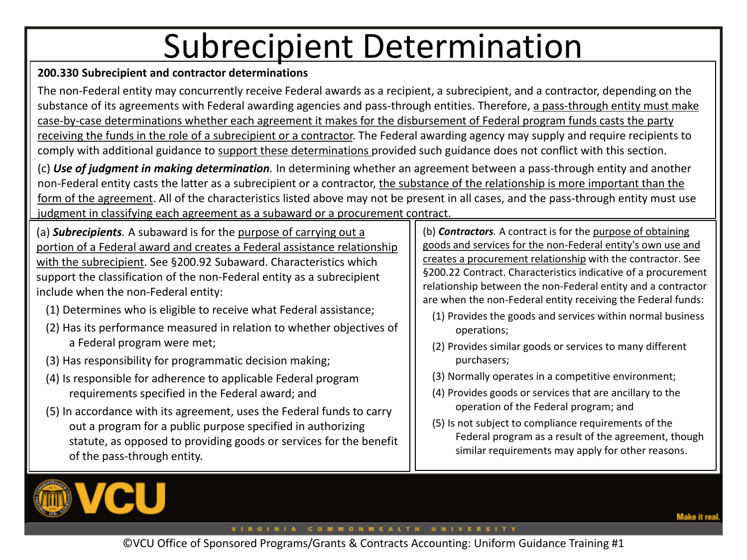# Subrecipient Determination

**200.330 Subrecipient and contractor determinations**

The non-Federal entity may concurrently receive Federal awards as a recipient, a subrecipient, and a contractor, depending on the substance of its agreements with Federal awarding agencies and pass-through entities. Therefore, a pass-through entity must make case-by-case determinations whether each agreement it makes for the disbursement of Federal program funds casts the party receiving the funds in the role of a subrecipient or a contractor. The Federal awarding agency may supply and require recipients to comply with additional guidance to support these determinations provided such guidance does not conflict with this section.

(c) ***Use of judgment in making determination.*** In determining whether an agreement between a pass-through entity and another non-Federal entity casts the latter as a subrecipient or a contractor, the substance of the relationship is more important than the form of the agreement. All of the characteristics listed above may not be present in all cases, and the pass-through entity must use judgment in classifying each agreement as a subaward or a procurement contract.

(a) ***Subrecipients.*** A subaward is for the purpose of carrying out a portion of a Federal award and creates a Federal assistance relationship with the subrecipient. See §200.92 Subaward. Characteristics which support the classification of the non-Federal entity as a subrecipient include when the non-Federal entity:

(1) Determines who is eligible to receive what Federal assistance;

(2) Has its performance measured in relation to whether objectives of a Federal program were met;

(3) Has responsibility for programmatic decision making;

(4) Is responsible for adherence to applicable Federal program requirements specified in the Federal award; and

(5) In accordance with its agreement, uses the Federal funds to carry out a program for a public purpose specified in authorizing statute, as opposed to providing goods or services for the benefit of the pass-through entity.

(b) ***Contractors.*** A contract is for the purpose of obtaining goods and services for the non-Federal entity's own use and creates a procurement relationship with the contractor. See §200.22 Contract. Characteristics indicative of a procurement relationship between the non-Federal entity and a contractor are when the non-Federal entity receiving the Federal funds:

(1) Provides the goods and services within normal business operations;

(2) Provides similar goods or services to many different purchasers;

(3) Normally operates in a competitive environment;

(4) Provides goods or services that are ancillary to the operation of the Federal program; and

(5) Is not subject to compliance requirements of the Federal program as a result of the agreement, though similar requirements may apply for other reasons.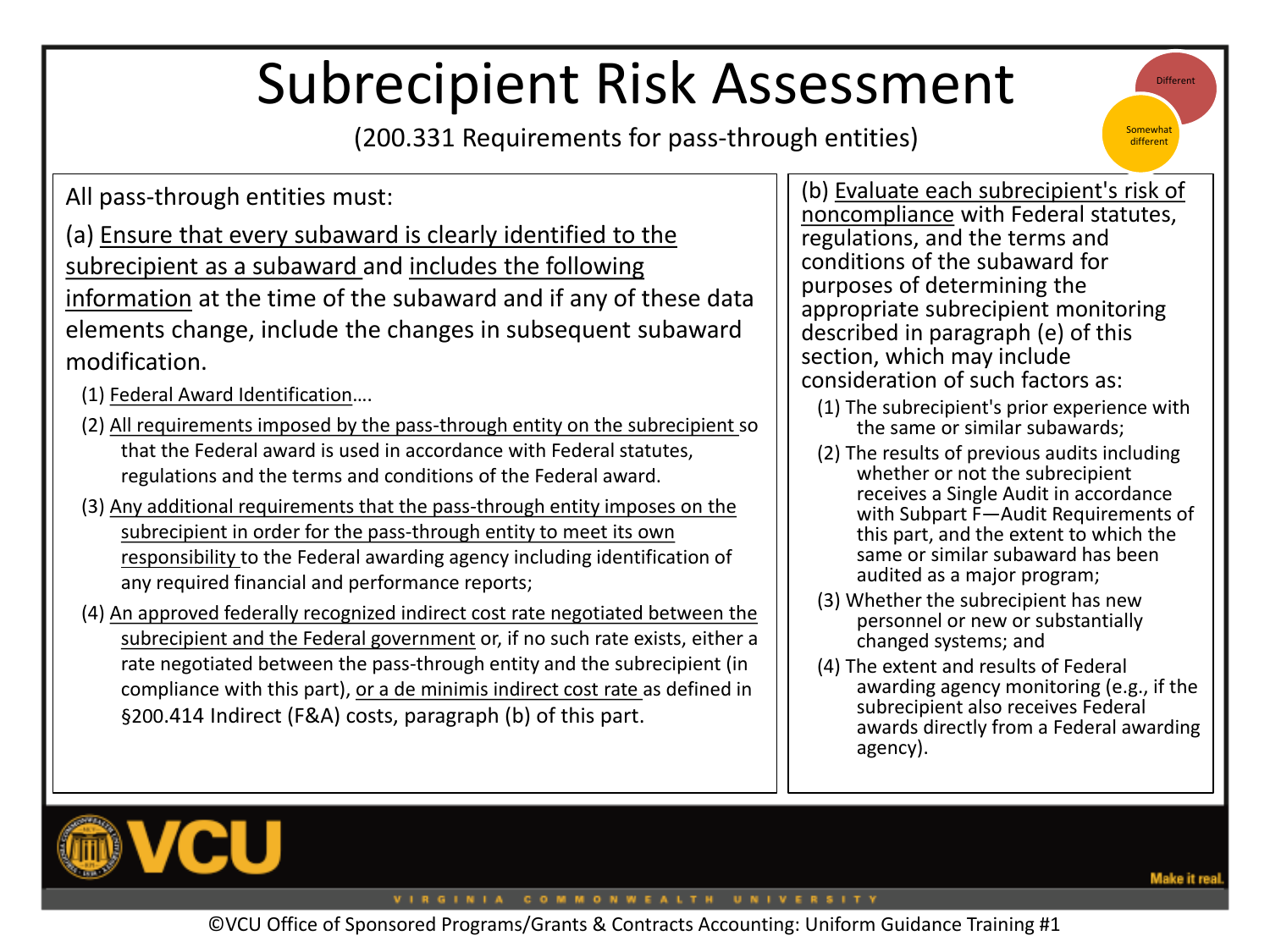# Subrecipient Risk Assessment

(200.331 Requirements for pass-through entities)

Different

Somewhat different

All pass-through entities must:

(a) Ensure that every subaward is clearly identified to the subrecipient as a subaward and includes the following information at the time of the subaward and if any of these data elements change, include the changes in subsequent subaward modification.

(1) Federal Award Identification….

(2) All requirements imposed by the pass-through entity on the subrecipient so that the Federal award is used in accordance with Federal statutes, regulations and the terms and conditions of the Federal award.

(3) Any additional requirements that the pass-through entity imposes on the subrecipient in order for the pass-through entity to meet its own responsibility to the Federal awarding agency including identification of any required financial and performance reports;

(4) An approved federally recognized indirect cost rate negotiated between the subrecipient and the Federal government or, if no such rate exists, either a rate negotiated between the pass-through entity and the subrecipient (in compliance with this part), or a de minimis indirect cost rate as defined in §200.414 Indirect (F&A) costs, paragraph (b) of this part.

(b) Evaluate each subrecipient's risk of noncompliance with Federal statutes, regulations, and the terms and conditions of the subaward for purposes of determining the appropriate subrecipient monitoring described in paragraph (e) of this section, which may include consideration of such factors as:

(1) The subrecipient's prior experience with the same or similar subawards;

(2) The results of previous audits including whether or not the subrecipient receives a Single Audit in accordance with Subpart F—Audit Requirements of this part, and the extent to which the same or similar subaward has been audited as a major program;

(3) Whether the subrecipient has new personnel or new or substantially changed systems; and

(4) The extent and results of Federal awarding agency monitoring (e.g., if the subrecipient also receives Federal awards directly from a Federal awarding agency).

©VCU Office of Sponsored Programs/Grants & Contracts Accounting: Uniform Guidance Training #1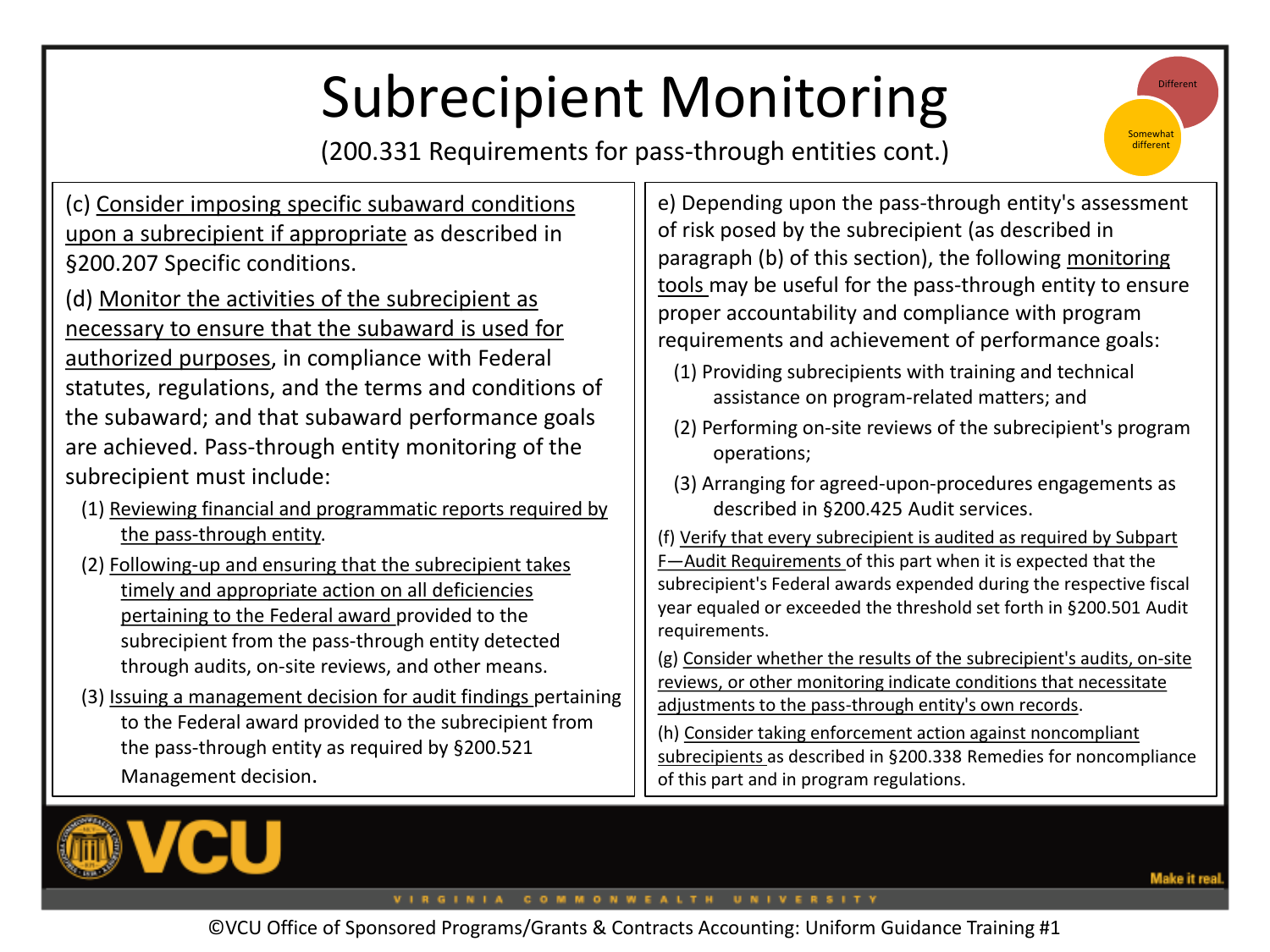# Subrecipient Monitoring

(200.331 Requirements for pass-through entities cont.)

Different

Somewhat different

(c) Consider imposing specific subaward conditions upon a subrecipient if appropriate as described in §200.207 Specific conditions.

(d) Monitor the activities of the subrecipient as necessary to ensure that the subaward is used for authorized purposes, in compliance with Federal statutes, regulations, and the terms and conditions of the subaward; and that subaward performance goals are achieved. Pass-through entity monitoring of the subrecipient must include:

(1) Reviewing financial and programmatic reports required by the pass-through entity.

(2) Following-up and ensuring that the subrecipient takes timely and appropriate action on all deficiencies pertaining to the Federal award provided to the subrecipient from the pass-through entity detected through audits, on-site reviews, and other means.

(3) Issuing a management decision for audit findings pertaining to the Federal award provided to the subrecipient from the pass-through entity as required by §200.521 Management decision.

e) Depending upon the pass-through entity's assessment of risk posed by the subrecipient (as described in paragraph (b) of this section), the following monitoring tools may be useful for the pass-through entity to ensure proper accountability and compliance with program requirements and achievement of performance goals:

(1) Providing subrecipients with training and technical assistance on program-related matters; and

(2) Performing on-site reviews of the subrecipient's program operations;

(3) Arranging for agreed-upon-procedures engagements as described in §200.425 Audit services.

(f) Verify that every subrecipient is audited as required by Subpart F—Audit Requirements of this part when it is expected that the subrecipient's Federal awards expended during the respective fiscal year equaled or exceeded the threshold set forth in §200.501 Audit requirements.

(g) Consider whether the results of the subrecipient's audits, on-site reviews, or other monitoring indicate conditions that necessitate adjustments to the pass-through entity's own records.

(h) Consider taking enforcement action against noncompliant subrecipients as described in §200.338 Remedies for noncompliance of this part and in program regulations.

VCU

VIRGINIA COMMONWEALTH UNIVERSITY

Make it real.

©VCU Office of Sponsored Programs/Grants & Contracts Accounting: Uniform Guidance Training #1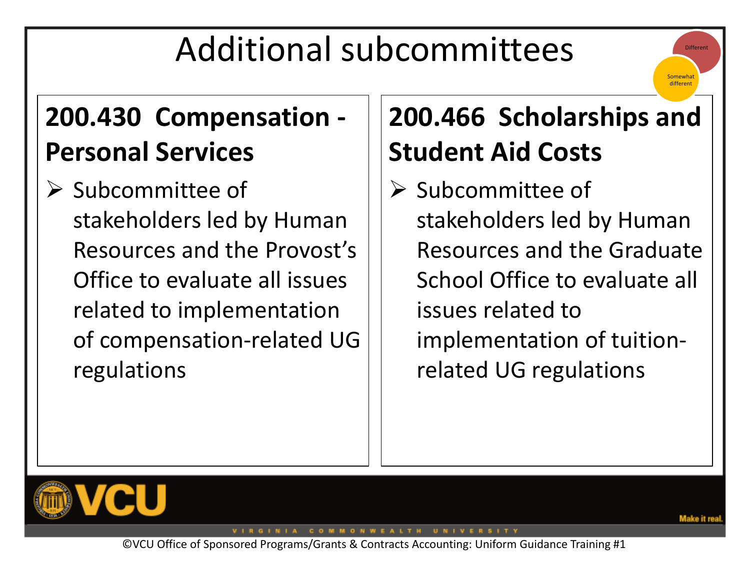# Additional subcommittees

Different

Somewhat different

## 200.430 Compensation - Personal Services

- Subcommittee of stakeholders led by Human Resources and the Provost's Office to evaluate all issues related to implementation of compensation-related UG regulations

## 200.466 Scholarships and Student Aid Costs

- Subcommittee of stakeholders led by Human Resources and the Graduate School Office to evaluate all issues related to implementation of tuition-related UG regulations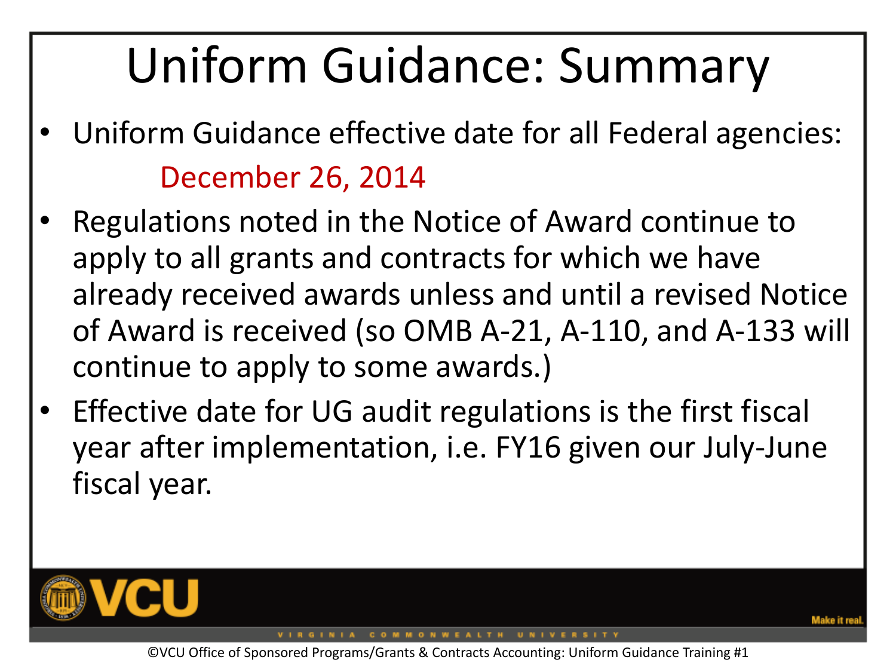# Uniform Guidance: Summary

- Uniform Guidance effective date for all Federal agencies:

  December 26, 2014

- Regulations noted in the Notice of Award continue to apply to all grants and contracts for which we have already received awards unless and until a revised Notice of Award is received (so OMB A-21, A-110, and A-133 will continue to apply to some awards.)
- Effective date for UG audit regulations is the first fiscal year after implementation, i.e. FY16 given our July-June fiscal year.